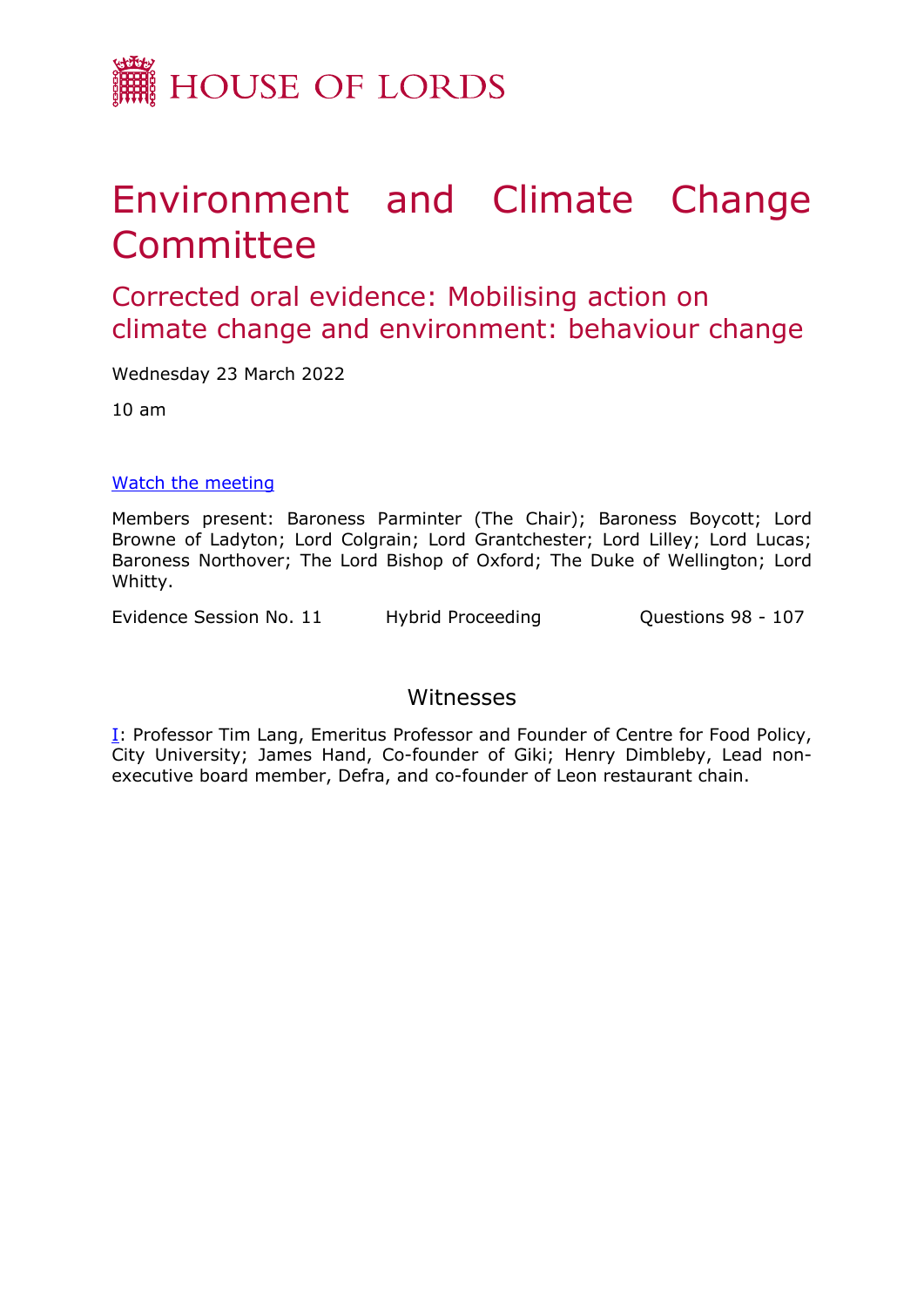HOUSE OF LORDS

# Environment and Climate Change Committee

## Corrected oral evidence: Mobilising action on climate change and environment: behaviour change

Wednesday 23 March 2022

10 am

[Watch the meeting]

Members present: Baroness Parminter (The Chair); Baroness Boycott; Lord Browne of Ladyton; Lord Colgrain; Lord Grantchester; Lord Lilley; Lord Lucas; Baroness Northover; The Lord Bishop of Oxford; The Duke of Wellington; Lord Whitty.

Evidence Session No. 11 Hybrid Proceeding Questions 98 - 107

### Witnesses

[I]: Professor Tim Lang, Emeritus Professor and Founder of Centre for Food Policy, City University; James Hand, Co-founder of Giki; Henry Dimbleby, Lead non-executive board member, Defra, and co-founder of Leon restaurant chain.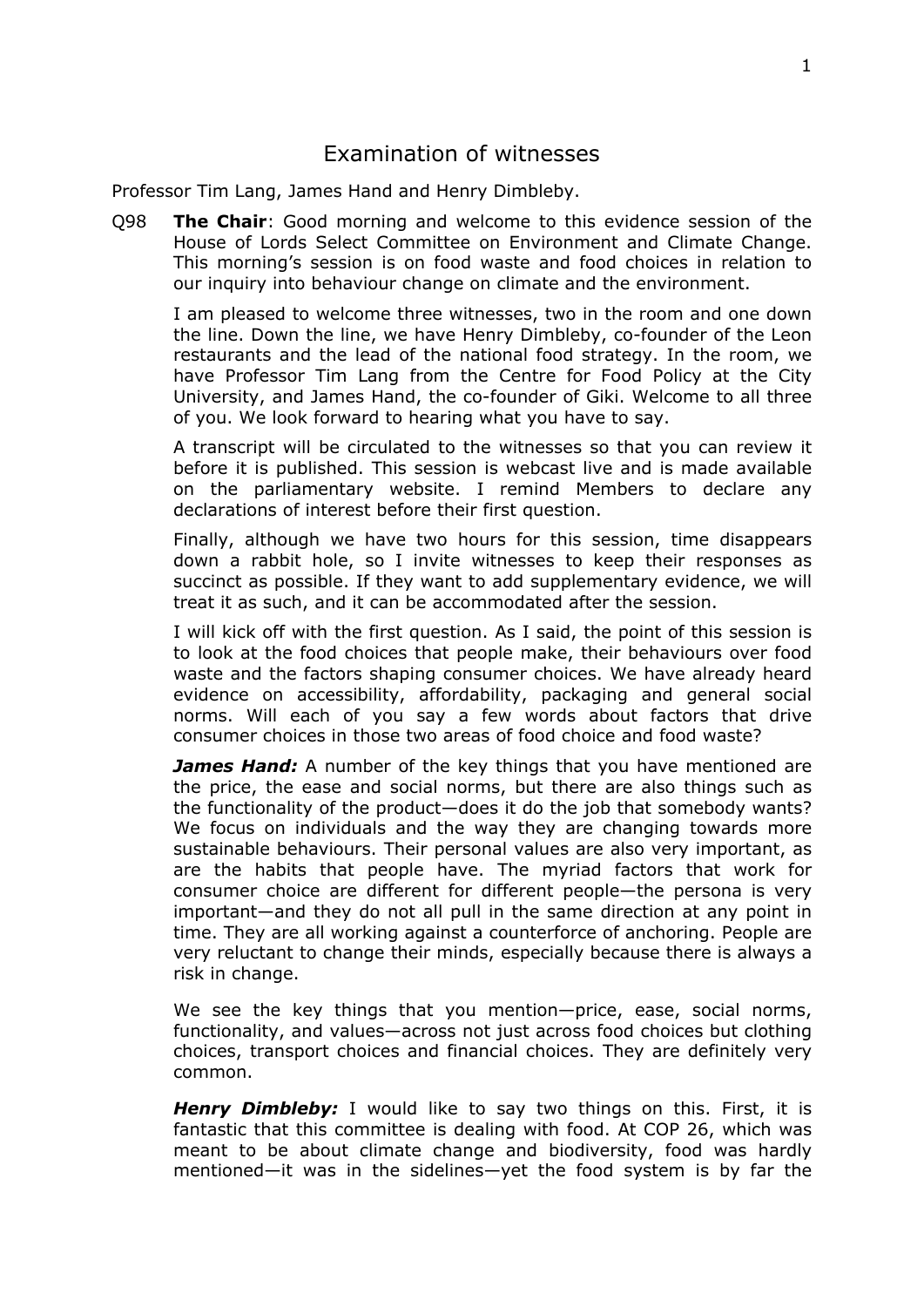# Examination of witnesses

Professor Tim Lang, James Hand and Henry Dimbleby.

Q98 **The Chair**: Good morning and welcome to this evidence session of the House of Lords Select Committee on Environment and Climate Change. This morning's session is on food waste and food choices in relation to our inquiry into behaviour change on climate and the environment.

I am pleased to welcome three witnesses, two in the room and one down the line. Down the line, we have Henry Dimbleby, co-founder of the Leon restaurants and the lead of the national food strategy. In the room, we have Professor Tim Lang from the Centre for Food Policy at the City University, and James Hand, the co-founder of Giki. Welcome to all three of you. We look forward to hearing what you have to say.

A transcript will be circulated to the witnesses so that you can review it before it is published. This session is webcast live and is made available on the parliamentary website. I remind Members to declare any declarations of interest before their first question.

Finally, although we have two hours for this session, time disappears down a rabbit hole, so I invite witnesses to keep their responses as succinct as possible. If they want to add supplementary evidence, we will treat it as such, and it can be accommodated after the session.

I will kick off with the first question. As I said, the point of this session is to look at the food choices that people make, their behaviours over food waste and the factors shaping consumer choices. We have already heard evidence on accessibility, affordability, packaging and general social norms. Will each of you say a few words about factors that drive consumer choices in those two areas of food choice and food waste?

***James Hand:*** A number of the key things that you have mentioned are the price, the ease and social norms, but there are also things such as the functionality of the product—does it do the job that somebody wants? We focus on individuals and the way they are changing towards more sustainable behaviours. Their personal values are also very important, as are the habits that people have. The myriad factors that work for consumer choice are different for different people—the persona is very important—and they do not all pull in the same direction at any point in time. They are all working against a counterforce of anchoring. People are very reluctant to change their minds, especially because there is always a risk in change.

We see the key things that you mention—price, ease, social norms, functionality, and values—across not just across food choices but clothing choices, transport choices and financial choices. They are definitely very common.

***Henry Dimbleby:*** I would like to say two things on this. First, it is fantastic that this committee is dealing with food. At COP 26, which was meant to be about climate change and biodiversity, food was hardly mentioned—it was in the sidelines—yet the food system is by far the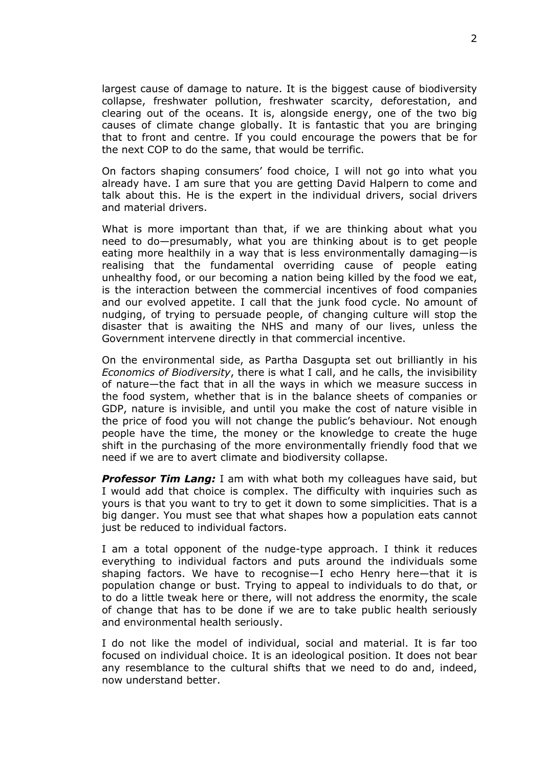largest cause of damage to nature. It is the biggest cause of biodiversity collapse, freshwater pollution, freshwater scarcity, deforestation, and clearing out of the oceans. It is, alongside energy, one of the two big causes of climate change globally. It is fantastic that you are bringing that to front and centre. If you could encourage the powers that be for the next COP to do the same, that would be terrific.

On factors shaping consumers' food choice, I will not go into what you already have. I am sure that you are getting David Halpern to come and talk about this. He is the expert in the individual drivers, social drivers and material drivers.

What is more important than that, if we are thinking about what you need to do—presumably, what you are thinking about is to get people eating more healthily in a way that is less environmentally damaging—is realising that the fundamental overriding cause of people eating unhealthy food, or our becoming a nation being killed by the food we eat, is the interaction between the commercial incentives of food companies and our evolved appetite. I call that the junk food cycle. No amount of nudging, of trying to persuade people, of changing culture will stop the disaster that is awaiting the NHS and many of our lives, unless the Government intervene directly in that commercial incentive.

On the environmental side, as Partha Dasgupta set out brilliantly in his *Economics of Biodiversity*, there is what I call, and he calls, the invisibility of nature—the fact that in all the ways in which we measure success in the food system, whether that is in the balance sheets of companies or GDP, nature is invisible, and until you make the cost of nature visible in the price of food you will not change the public's behaviour. Not enough people have the time, the money or the knowledge to create the huge shift in the purchasing of the more environmentally friendly food that we need if we are to avert climate and biodiversity collapse.

***Professor Tim Lang:*** I am with what both my colleagues have said, but I would add that choice is complex. The difficulty with inquiries such as yours is that you want to try to get it down to some simplicities. That is a big danger. You must see that what shapes how a population eats cannot just be reduced to individual factors.

I am a total opponent of the nudge-type approach. I think it reduces everything to individual factors and puts around the individuals some shaping factors. We have to recognise—I echo Henry here—that it is population change or bust. Trying to appeal to individuals to do that, or to do a little tweak here or there, will not address the enormity, the scale of change that has to be done if we are to take public health seriously and environmental health seriously.

I do not like the model of individual, social and material. It is far too focused on individual choice. It is an ideological position. It does not bear any resemblance to the cultural shifts that we need to do and, indeed, now understand better.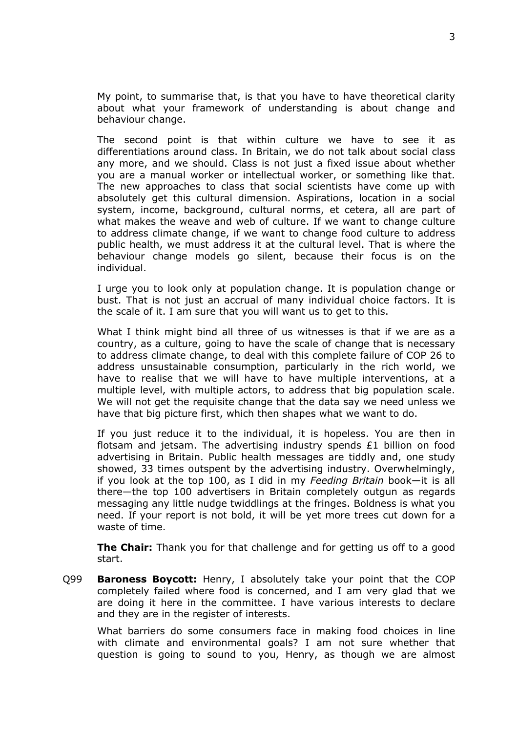My point, to summarise that, is that you have to have theoretical clarity about what your framework of understanding is about change and behaviour change.

The second point is that within culture we have to see it as differentiations around class. In Britain, we do not talk about social class any more, and we should. Class is not just a fixed issue about whether you are a manual worker or intellectual worker, or something like that. The new approaches to class that social scientists have come up with absolutely get this cultural dimension. Aspirations, location in a social system, income, background, cultural norms, et cetera, all are part of what makes the weave and web of culture. If we want to change culture to address climate change, if we want to change food culture to address public health, we must address it at the cultural level. That is where the behaviour change models go silent, because their focus is on the individual.

I urge you to look only at population change. It is population change or bust. That is not just an accrual of many individual choice factors. It is the scale of it. I am sure that you will want us to get to this.

What I think might bind all three of us witnesses is that if we are as a country, as a culture, going to have the scale of change that is necessary to address climate change, to deal with this complete failure of COP 26 to address unsustainable consumption, particularly in the rich world, we have to realise that we will have to have multiple interventions, at a multiple level, with multiple actors, to address that big population scale. We will not get the requisite change that the data say we need unless we have that big picture first, which then shapes what we want to do.

If you just reduce it to the individual, it is hopeless. You are then in flotsam and jetsam. The advertising industry spends £1 billion on food advertising in Britain. Public health messages are tiddly and, one study showed, 33 times outspent by the advertising industry. Overwhelmingly, if you look at the top 100, as I did in my *Feeding Britain* book—it is all there—the top 100 advertisers in Britain completely outgun as regards messaging any little nudge twiddlings at the fringes. Boldness is what you need. If your report is not bold, it will be yet more trees cut down for a waste of time.

**The Chair:** Thank you for that challenge and for getting us off to a good start.

Q99 **Baroness Boycott:** Henry, I absolutely take your point that the COP completely failed where food is concerned, and I am very glad that we are doing it here in the committee. I have various interests to declare and they are in the register of interests.

What barriers do some consumers face in making food choices in line with climate and environmental goals? I am not sure whether that question is going to sound to you, Henry, as though we are almost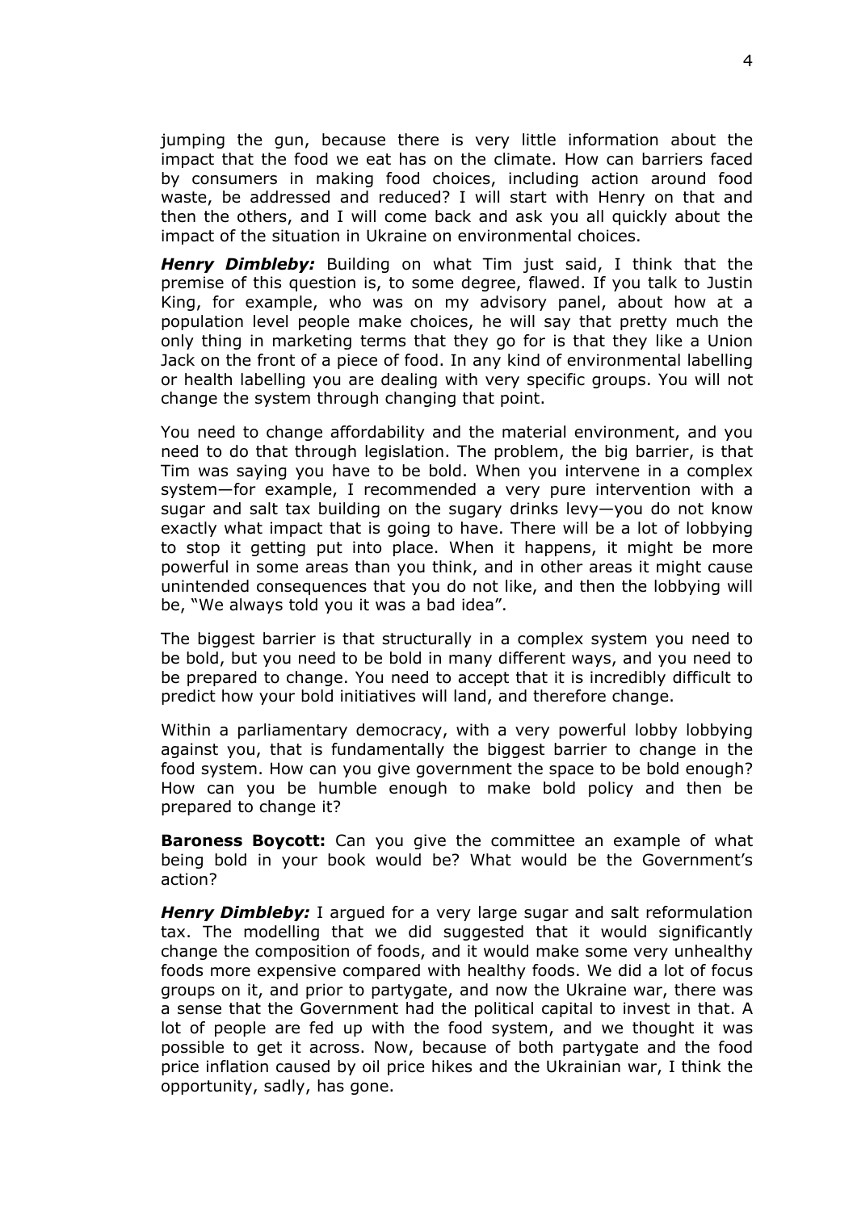jumping the gun, because there is very little information about the impact that the food we eat has on the climate. How can barriers faced by consumers in making food choices, including action around food waste, be addressed and reduced? I will start with Henry on that and then the others, and I will come back and ask you all quickly about the impact of the situation in Ukraine on environmental choices.

***Henry Dimbleby:*** Building on what Tim just said, I think that the premise of this question is, to some degree, flawed. If you talk to Justin King, for example, who was on my advisory panel, about how at a population level people make choices, he will say that pretty much the only thing in marketing terms that they go for is that they like a Union Jack on the front of a piece of food. In any kind of environmental labelling or health labelling you are dealing with very specific groups. You will not change the system through changing that point.

You need to change affordability and the material environment, and you need to do that through legislation. The problem, the big barrier, is that Tim was saying you have to be bold. When you intervene in a complex system—for example, I recommended a very pure intervention with a sugar and salt tax building on the sugary drinks levy—you do not know exactly what impact that is going to have. There will be a lot of lobbying to stop it getting put into place. When it happens, it might be more powerful in some areas than you think, and in other areas it might cause unintended consequences that you do not like, and then the lobbying will be, "We always told you it was a bad idea".

The biggest barrier is that structurally in a complex system you need to be bold, but you need to be bold in many different ways, and you need to be prepared to change. You need to accept that it is incredibly difficult to predict how your bold initiatives will land, and therefore change.

Within a parliamentary democracy, with a very powerful lobby lobbying against you, that is fundamentally the biggest barrier to change in the food system. How can you give government the space to be bold enough? How can you be humble enough to make bold policy and then be prepared to change it?

**Baroness Boycott:** Can you give the committee an example of what being bold in your book would be? What would be the Government's action?

***Henry Dimbleby:*** I argued for a very large sugar and salt reformulation tax. The modelling that we did suggested that it would significantly change the composition of foods, and it would make some very unhealthy foods more expensive compared with healthy foods. We did a lot of focus groups on it, and prior to partygate, and now the Ukraine war, there was a sense that the Government had the political capital to invest in that. A lot of people are fed up with the food system, and we thought it was possible to get it across. Now, because of both partygate and the food price inflation caused by oil price hikes and the Ukrainian war, I think the opportunity, sadly, has gone.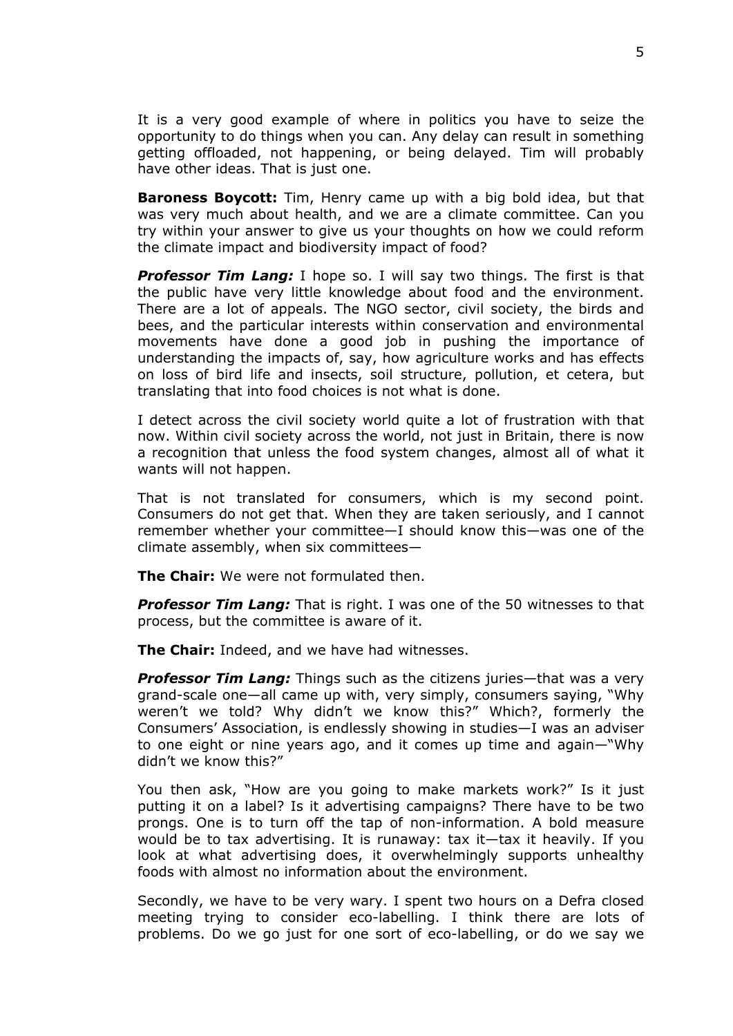It is a very good example of where in politics you have to seize the opportunity to do things when you can. Any delay can result in something getting offloaded, not happening, or being delayed. Tim will probably have other ideas. That is just one.

**Baroness Boycott:** Tim, Henry came up with a big bold idea, but that was very much about health, and we are a climate committee. Can you try within your answer to give us your thoughts on how we could reform the climate impact and biodiversity impact of food?

***Professor Tim Lang:*** I hope so. I will say two things. The first is that the public have very little knowledge about food and the environment. There are a lot of appeals. The NGO sector, civil society, the birds and bees, and the particular interests within conservation and environmental movements have done a good job in pushing the importance of understanding the impacts of, say, how agriculture works and has effects on loss of bird life and insects, soil structure, pollution, et cetera, but translating that into food choices is not what is done.

I detect across the civil society world quite a lot of frustration with that now. Within civil society across the world, not just in Britain, there is now a recognition that unless the food system changes, almost all of what it wants will not happen.

That is not translated for consumers, which is my second point. Consumers do not get that. When they are taken seriously, and I cannot remember whether your committee—I should know this—was one of the climate assembly, when six committees—

**The Chair:** We were not formulated then.

***Professor Tim Lang:*** That is right. I was one of the 50 witnesses to that process, but the committee is aware of it.

**The Chair:** Indeed, and we have had witnesses.

***Professor Tim Lang:*** Things such as the citizens juries—that was a very grand-scale one—all came up with, very simply, consumers saying, "Why weren't we told? Why didn't we know this?" Which?, formerly the Consumers' Association, is endlessly showing in studies—I was an adviser to one eight or nine years ago, and it comes up time and again—"Why didn't we know this?"

You then ask, "How are you going to make markets work?" Is it just putting it on a label? Is it advertising campaigns? There have to be two prongs. One is to turn off the tap of non-information. A bold measure would be to tax advertising. It is runaway: tax it—tax it heavily. If you look at what advertising does, it overwhelmingly supports unhealthy foods with almost no information about the environment.

Secondly, we have to be very wary. I spent two hours on a Defra closed meeting trying to consider eco-labelling. I think there are lots of problems. Do we go just for one sort of eco-labelling, or do we say we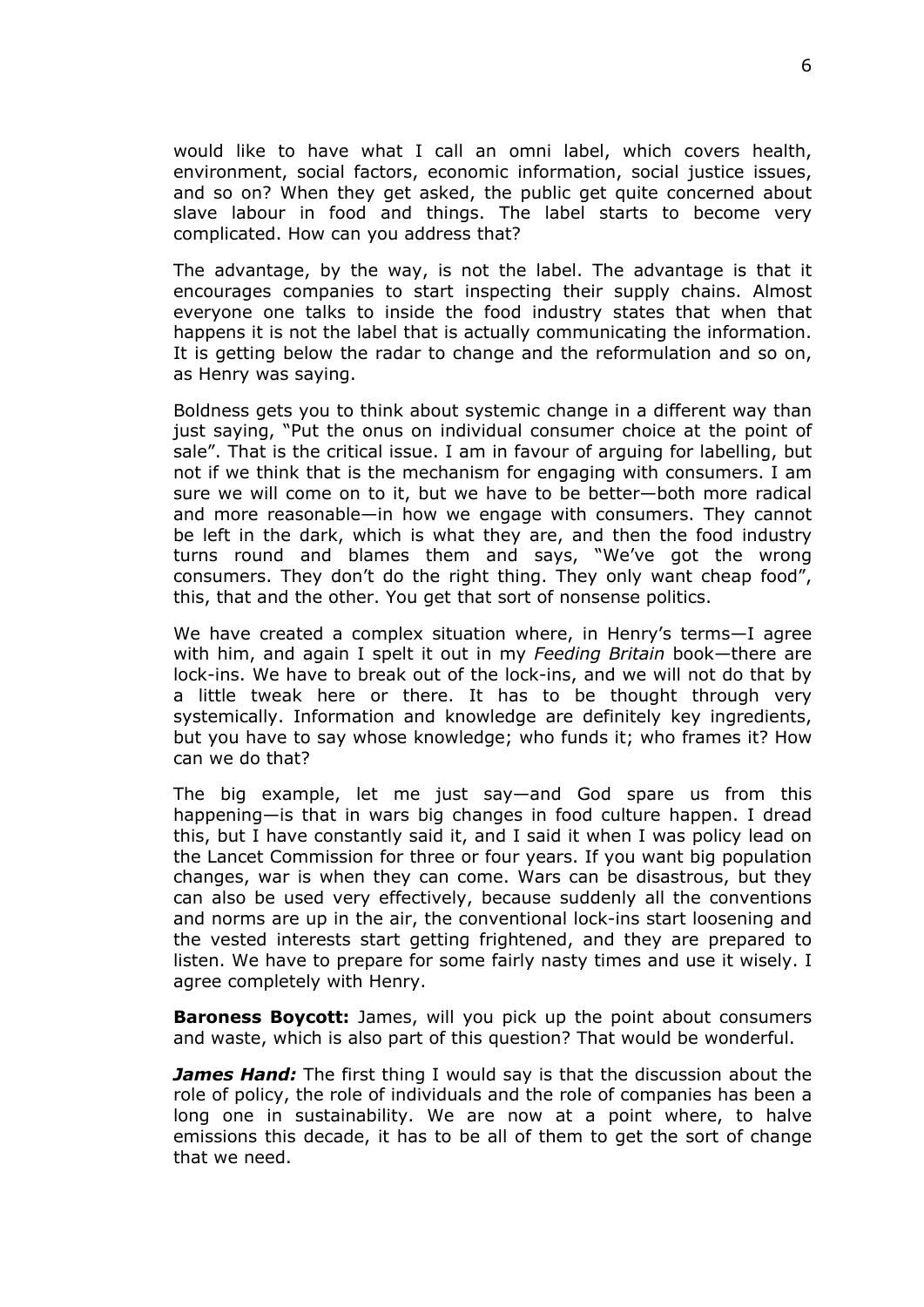would like to have what I call an omni label, which covers health, environment, social factors, economic information, social justice issues, and so on? When they get asked, the public get quite concerned about slave labour in food and things. The label starts to become very complicated. How can you address that?

The advantage, by the way, is not the label. The advantage is that it encourages companies to start inspecting their supply chains. Almost everyone one talks to inside the food industry states that when that happens it is not the label that is actually communicating the information. It is getting below the radar to change and the reformulation and so on, as Henry was saying.

Boldness gets you to think about systemic change in a different way than just saying, "Put the onus on individual consumer choice at the point of sale". That is the critical issue. I am in favour of arguing for labelling, but not if we think that is the mechanism for engaging with consumers. I am sure we will come on to it, but we have to be better—both more radical and more reasonable—in how we engage with consumers. They cannot be left in the dark, which is what they are, and then the food industry turns round and blames them and says, "We've got the wrong consumers. They don't do the right thing. They only want cheap food", this, that and the other. You get that sort of nonsense politics.

We have created a complex situation where, in Henry's terms—I agree with him, and again I spelt it out in my *Feeding Britain* book—there are lock-ins. We have to break out of the lock-ins, and we will not do that by a little tweak here or there. It has to be thought through very systemically. Information and knowledge are definitely key ingredients, but you have to say whose knowledge; who funds it; who frames it? How can we do that?

The big example, let me just say—and God spare us from this happening—is that in wars big changes in food culture happen. I dread this, but I have constantly said it, and I said it when I was policy lead on the Lancet Commission for three or four years. If you want big population changes, war is when they can come. Wars can be disastrous, but they can also be used very effectively, because suddenly all the conventions and norms are up in the air, the conventional lock-ins start loosening and the vested interests start getting frightened, and they are prepared to listen. We have to prepare for some fairly nasty times and use it wisely. I agree completely with Henry.

**Baroness Boycott:** James, will you pick up the point about consumers and waste, which is also part of this question? That would be wonderful.

***James Hand:*** The first thing I would say is that the discussion about the role of policy, the role of individuals and the role of companies has been a long one in sustainability. We are now at a point where, to halve emissions this decade, it has to be all of them to get the sort of change that we need.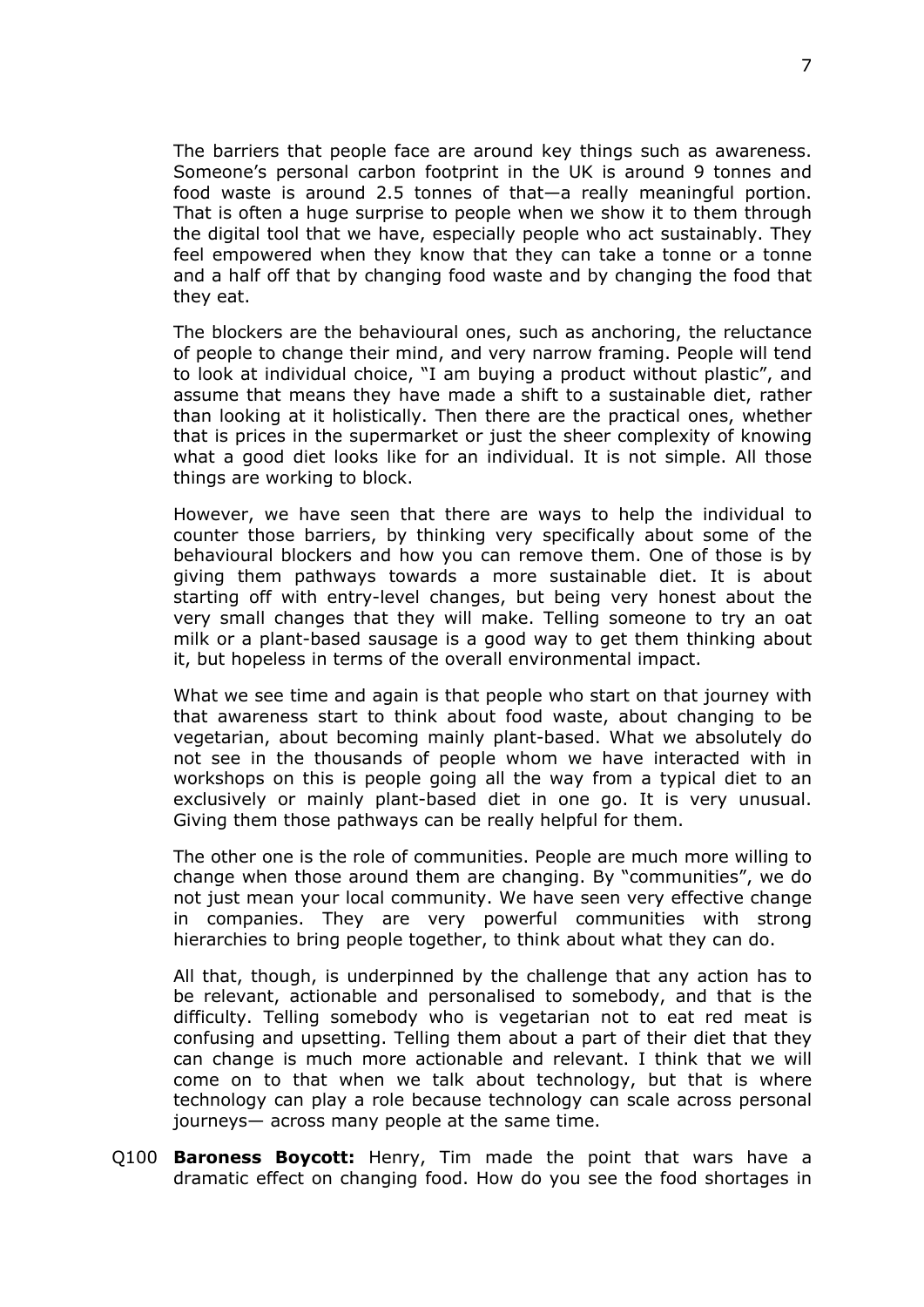The barriers that people face are around key things such as awareness. Someone's personal carbon footprint in the UK is around 9 tonnes and food waste is around 2.5 tonnes of that—a really meaningful portion. That is often a huge surprise to people when we show it to them through the digital tool that we have, especially people who act sustainably. They feel empowered when they know that they can take a tonne or a tonne and a half off that by changing food waste and by changing the food that they eat.

The blockers are the behavioural ones, such as anchoring, the reluctance of people to change their mind, and very narrow framing. People will tend to look at individual choice, "I am buying a product without plastic", and assume that means they have made a shift to a sustainable diet, rather than looking at it holistically. Then there are the practical ones, whether that is prices in the supermarket or just the sheer complexity of knowing what a good diet looks like for an individual. It is not simple. All those things are working to block.

However, we have seen that there are ways to help the individual to counter those barriers, by thinking very specifically about some of the behavioural blockers and how you can remove them. One of those is by giving them pathways towards a more sustainable diet. It is about starting off with entry-level changes, but being very honest about the very small changes that they will make. Telling someone to try an oat milk or a plant-based sausage is a good way to get them thinking about it, but hopeless in terms of the overall environmental impact.

What we see time and again is that people who start on that journey with that awareness start to think about food waste, about changing to be vegetarian, about becoming mainly plant-based. What we absolutely do not see in the thousands of people whom we have interacted with in workshops on this is people going all the way from a typical diet to an exclusively or mainly plant-based diet in one go. It is very unusual. Giving them those pathways can be really helpful for them.

The other one is the role of communities. People are much more willing to change when those around them are changing. By "communities", we do not just mean your local community. We have seen very effective change in companies. They are very powerful communities with strong hierarchies to bring people together, to think about what they can do.

All that, though, is underpinned by the challenge that any action has to be relevant, actionable and personalised to somebody, and that is the difficulty. Telling somebody who is vegetarian not to eat red meat is confusing and upsetting. Telling them about a part of their diet that they can change is much more actionable and relevant. I think that we will come on to that when we talk about technology, but that is where technology can play a role because technology can scale across personal journeys— across many people at the same time.

Q100 **Baroness Boycott:** Henry, Tim made the point that wars have a dramatic effect on changing food. How do you see the food shortages in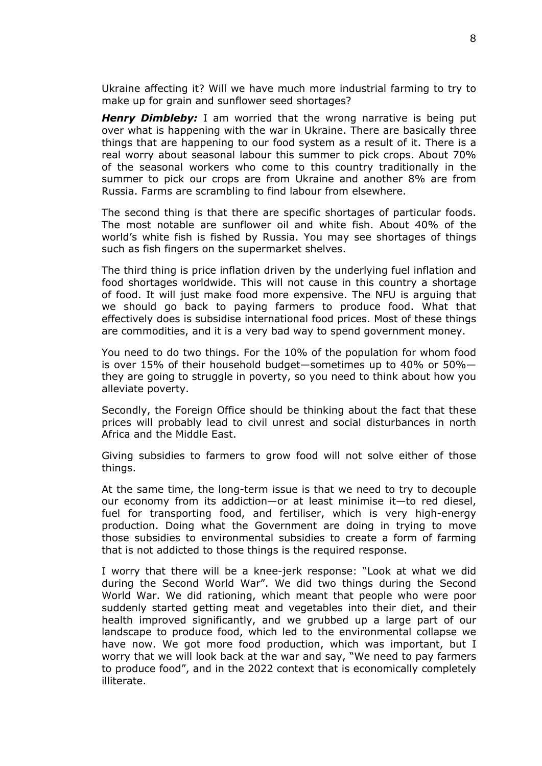Ukraine affecting it? Will we have much more industrial farming to try to make up for grain and sunflower seed shortages?

***Henry Dimbleby:*** I am worried that the wrong narrative is being put over what is happening with the war in Ukraine. There are basically three things that are happening to our food system as a result of it. There is a real worry about seasonal labour this summer to pick crops. About 70% of the seasonal workers who come to this country traditionally in the summer to pick our crops are from Ukraine and another 8% are from Russia. Farms are scrambling to find labour from elsewhere.

The second thing is that there are specific shortages of particular foods. The most notable are sunflower oil and white fish. About 40% of the world's white fish is fished by Russia. You may see shortages of things such as fish fingers on the supermarket shelves.

The third thing is price inflation driven by the underlying fuel inflation and food shortages worldwide. This will not cause in this country a shortage of food. It will just make food more expensive. The NFU is arguing that we should go back to paying farmers to produce food. What that effectively does is subsidise international food prices. Most of these things are commodities, and it is a very bad way to spend government money.

You need to do two things. For the 10% of the population for whom food is over 15% of their household budget—sometimes up to 40% or 50%—they are going to struggle in poverty, so you need to think about how you alleviate poverty.

Secondly, the Foreign Office should be thinking about the fact that these prices will probably lead to civil unrest and social disturbances in north Africa and the Middle East.

Giving subsidies to farmers to grow food will not solve either of those things.

At the same time, the long-term issue is that we need to try to decouple our economy from its addiction—or at least minimise it—to red diesel, fuel for transporting food, and fertiliser, which is very high-energy production. Doing what the Government are doing in trying to move those subsidies to environmental subsidies to create a form of farming that is not addicted to those things is the required response.

I worry that there will be a knee-jerk response: "Look at what we did during the Second World War". We did two things during the Second World War. We did rationing, which meant that people who were poor suddenly started getting meat and vegetables into their diet, and their health improved significantly, and we grubbed up a large part of our landscape to produce food, which led to the environmental collapse we have now. We got more food production, which was important, but I worry that we will look back at the war and say, "We need to pay farmers to produce food", and in the 2022 context that is economically completely illiterate.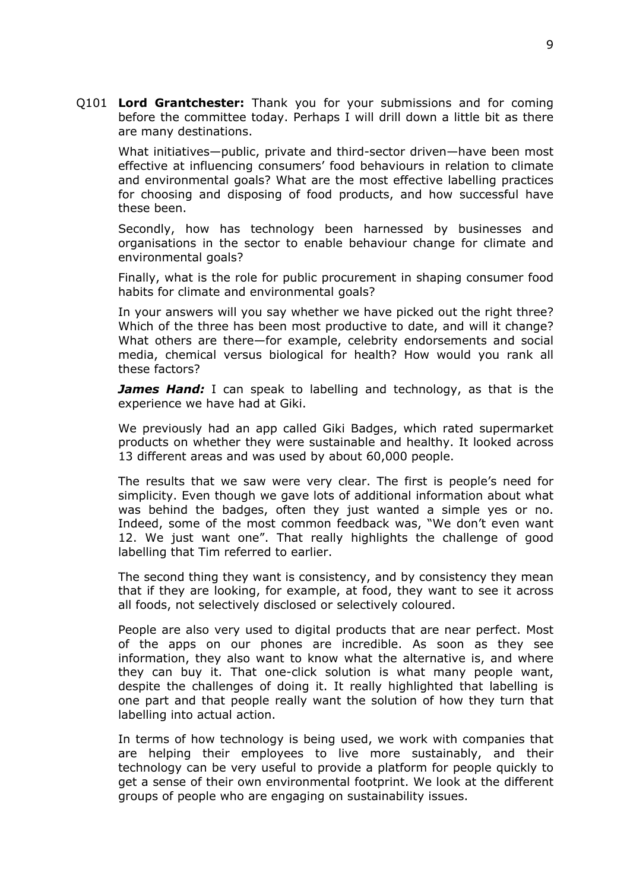Q101 **Lord Grantchester:** Thank you for your submissions and for coming before the committee today. Perhaps I will drill down a little bit as there are many destinations.

What initiatives—public, private and third-sector driven—have been most effective at influencing consumers' food behaviours in relation to climate and environmental goals? What are the most effective labelling practices for choosing and disposing of food products, and how successful have these been.

Secondly, how has technology been harnessed by businesses and organisations in the sector to enable behaviour change for climate and environmental goals?

Finally, what is the role for public procurement in shaping consumer food habits for climate and environmental goals?

In your answers will you say whether we have picked out the right three? Which of the three has been most productive to date, and will it change? What others are there—for example, celebrity endorsements and social media, chemical versus biological for health? How would you rank all these factors?

***James Hand:*** I can speak to labelling and technology, as that is the experience we have had at Giki.

We previously had an app called Giki Badges, which rated supermarket products on whether they were sustainable and healthy. It looked across 13 different areas and was used by about 60,000 people.

The results that we saw were very clear. The first is people's need for simplicity. Even though we gave lots of additional information about what was behind the badges, often they just wanted a simple yes or no. Indeed, some of the most common feedback was, "We don't even want 12. We just want one". That really highlights the challenge of good labelling that Tim referred to earlier.

The second thing they want is consistency, and by consistency they mean that if they are looking, for example, at food, they want to see it across all foods, not selectively disclosed or selectively coloured.

People are also very used to digital products that are near perfect. Most of the apps on our phones are incredible. As soon as they see information, they also want to know what the alternative is, and where they can buy it. That one-click solution is what many people want, despite the challenges of doing it. It really highlighted that labelling is one part and that people really want the solution of how they turn that labelling into actual action.

In terms of how technology is being used, we work with companies that are helping their employees to live more sustainably, and their technology can be very useful to provide a platform for people quickly to get a sense of their own environmental footprint. We look at the different groups of people who are engaging on sustainability issues.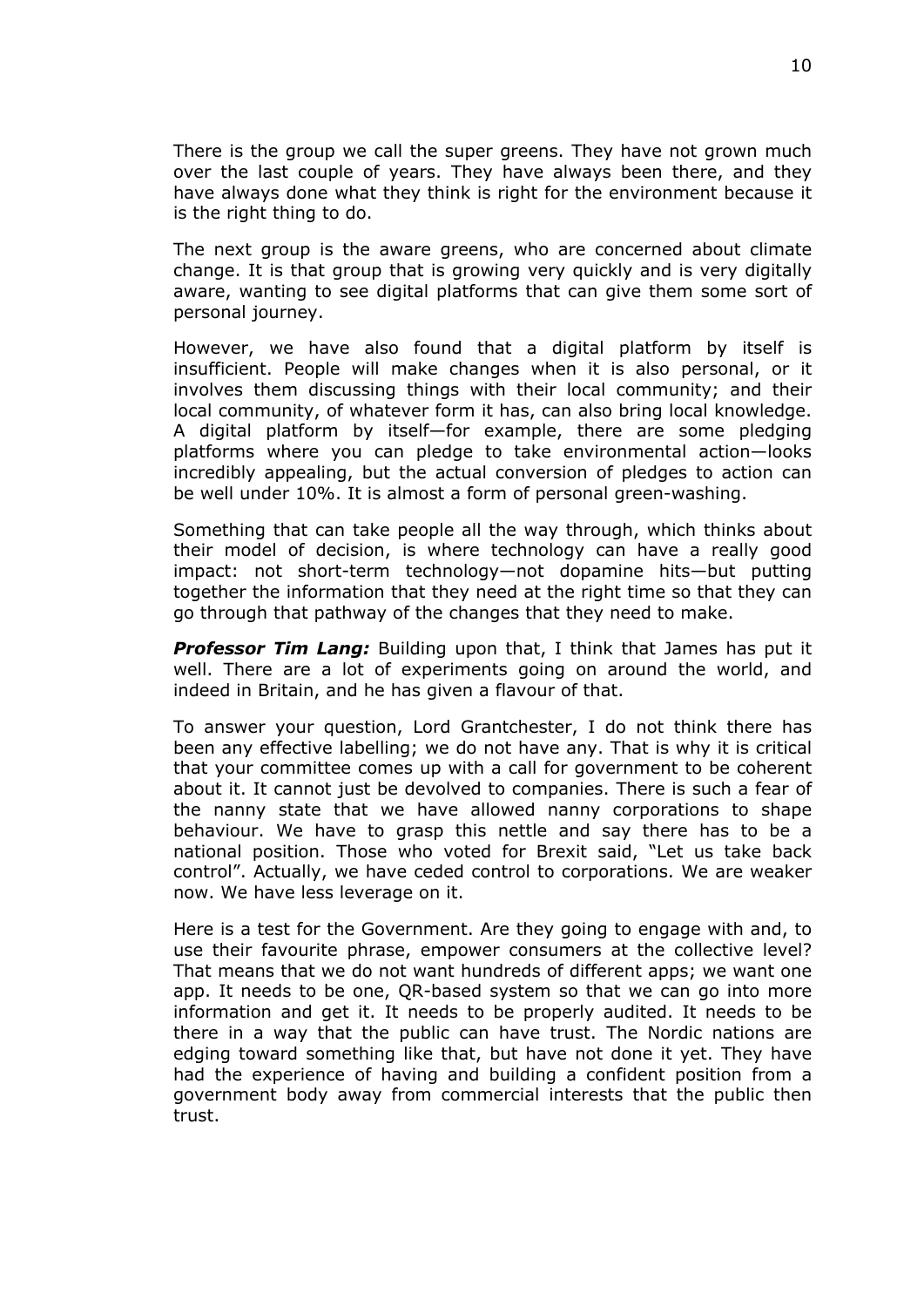There is the group we call the super greens. They have not grown much over the last couple of years. They have always been there, and they have always done what they think is right for the environment because it is the right thing to do.

The next group is the aware greens, who are concerned about climate change. It is that group that is growing very quickly and is very digitally aware, wanting to see digital platforms that can give them some sort of personal journey.

However, we have also found that a digital platform by itself is insufficient. People will make changes when it is also personal, or it involves them discussing things with their local community; and their local community, of whatever form it has, can also bring local knowledge. A digital platform by itself—for example, there are some pledging platforms where you can pledge to take environmental action—looks incredibly appealing, but the actual conversion of pledges to action can be well under 10%. It is almost a form of personal green-washing.

Something that can take people all the way through, which thinks about their model of decision, is where technology can have a really good impact: not short-term technology—not dopamine hits—but putting together the information that they need at the right time so that they can go through that pathway of the changes that they need to make.

***Professor Tim Lang:*** Building upon that, I think that James has put it well. There are a lot of experiments going on around the world, and indeed in Britain, and he has given a flavour of that.

To answer your question, Lord Grantchester, I do not think there has been any effective labelling; we do not have any. That is why it is critical that your committee comes up with a call for government to be coherent about it. It cannot just be devolved to companies. There is such a fear of the nanny state that we have allowed nanny corporations to shape behaviour. We have to grasp this nettle and say there has to be a national position. Those who voted for Brexit said, "Let us take back control". Actually, we have ceded control to corporations. We are weaker now. We have less leverage on it.

Here is a test for the Government. Are they going to engage with and, to use their favourite phrase, empower consumers at the collective level? That means that we do not want hundreds of different apps; we want one app. It needs to be one, QR-based system so that we can go into more information and get it. It needs to be properly audited. It needs to be there in a way that the public can have trust. The Nordic nations are edging toward something like that, but have not done it yet. They have had the experience of having and building a confident position from a government body away from commercial interests that the public then trust.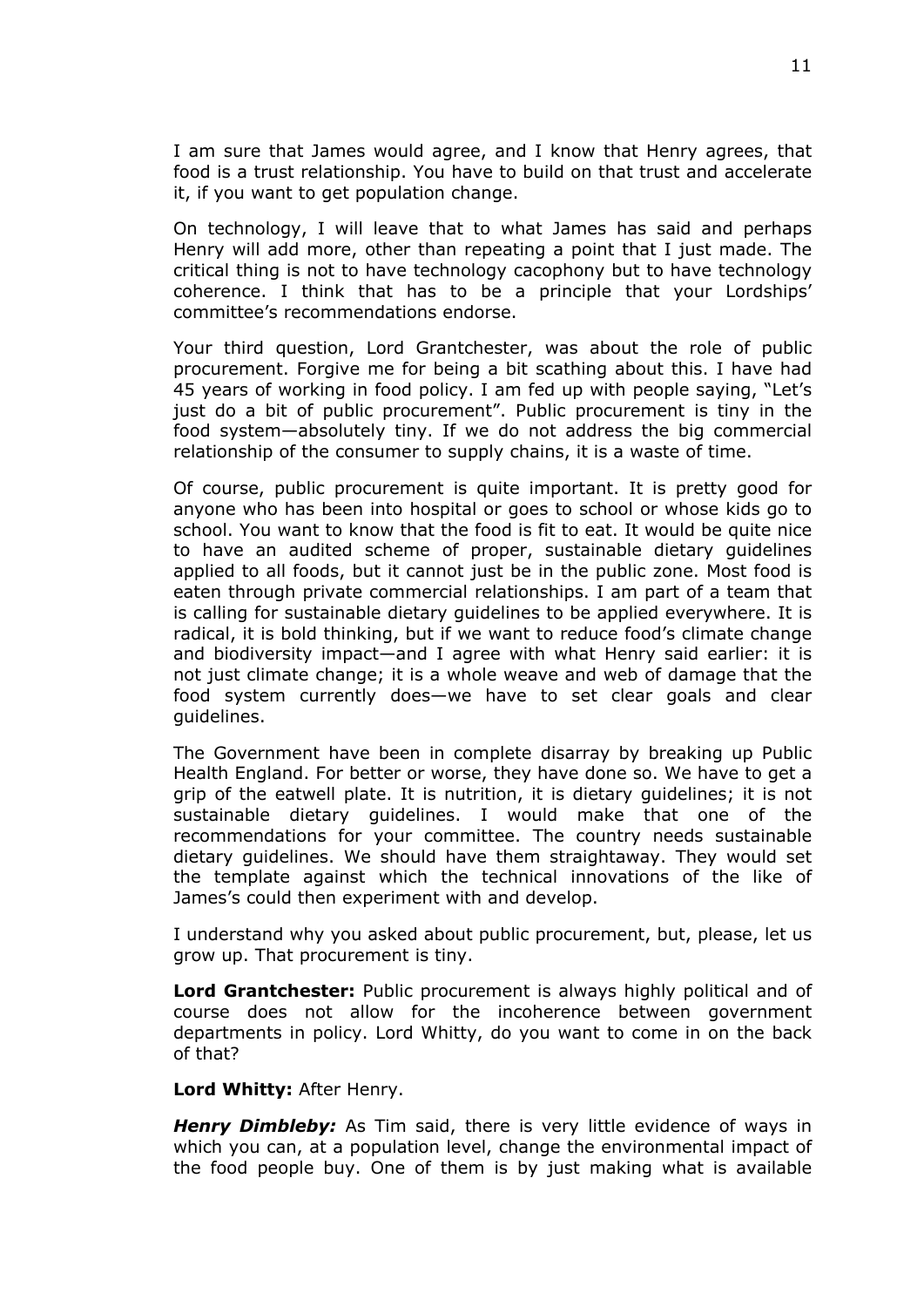I am sure that James would agree, and I know that Henry agrees, that food is a trust relationship. You have to build on that trust and accelerate it, if you want to get population change.

On technology, I will leave that to what James has said and perhaps Henry will add more, other than repeating a point that I just made. The critical thing is not to have technology cacophony but to have technology coherence. I think that has to be a principle that your Lordships' committee's recommendations endorse.

Your third question, Lord Grantchester, was about the role of public procurement. Forgive me for being a bit scathing about this. I have had 45 years of working in food policy. I am fed up with people saying, "Let's just do a bit of public procurement". Public procurement is tiny in the food system—absolutely tiny. If we do not address the big commercial relationship of the consumer to supply chains, it is a waste of time.

Of course, public procurement is quite important. It is pretty good for anyone who has been into hospital or goes to school or whose kids go to school. You want to know that the food is fit to eat. It would be quite nice to have an audited scheme of proper, sustainable dietary guidelines applied to all foods, but it cannot just be in the public zone. Most food is eaten through private commercial relationships. I am part of a team that is calling for sustainable dietary guidelines to be applied everywhere. It is radical, it is bold thinking, but if we want to reduce food's climate change and biodiversity impact—and I agree with what Henry said earlier: it is not just climate change; it is a whole weave and web of damage that the food system currently does—we have to set clear goals and clear guidelines.

The Government have been in complete disarray by breaking up Public Health England. For better or worse, they have done so. We have to get a grip of the eatwell plate. It is nutrition, it is dietary guidelines; it is not sustainable dietary guidelines. I would make that one of the recommendations for your committee. The country needs sustainable dietary guidelines. We should have them straightaway. They would set the template against which the technical innovations of the like of James's could then experiment with and develop.

I understand why you asked about public procurement, but, please, let us grow up. That procurement is tiny.

**Lord Grantchester:** Public procurement is always highly political and of course does not allow for the incoherence between government departments in policy. Lord Whitty, do you want to come in on the back of that?

**Lord Whitty:** After Henry.

***Henry Dimbleby:*** As Tim said, there is very little evidence of ways in which you can, at a population level, change the environmental impact of the food people buy. One of them is by just making what is available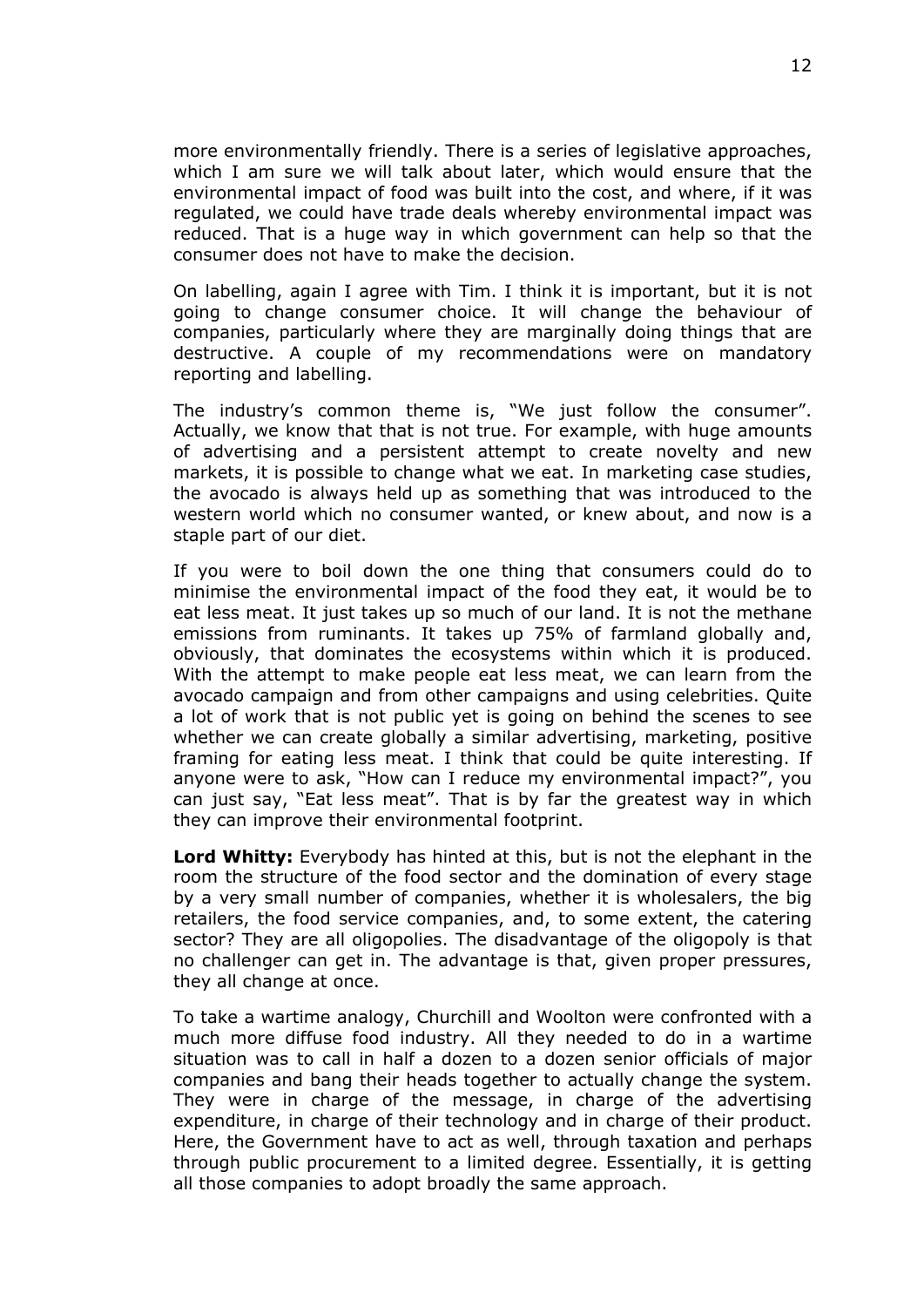more environmentally friendly. There is a series of legislative approaches, which I am sure we will talk about later, which would ensure that the environmental impact of food was built into the cost, and where, if it was regulated, we could have trade deals whereby environmental impact was reduced. That is a huge way in which government can help so that the consumer does not have to make the decision.

On labelling, again I agree with Tim. I think it is important, but it is not going to change consumer choice. It will change the behaviour of companies, particularly where they are marginally doing things that are destructive. A couple of my recommendations were on mandatory reporting and labelling.

The industry's common theme is, "We just follow the consumer". Actually, we know that that is not true. For example, with huge amounts of advertising and a persistent attempt to create novelty and new markets, it is possible to change what we eat. In marketing case studies, the avocado is always held up as something that was introduced to the western world which no consumer wanted, or knew about, and now is a staple part of our diet.

If you were to boil down the one thing that consumers could do to minimise the environmental impact of the food they eat, it would be to eat less meat. It just takes up so much of our land. It is not the methane emissions from ruminants. It takes up 75% of farmland globally and, obviously, that dominates the ecosystems within which it is produced. With the attempt to make people eat less meat, we can learn from the avocado campaign and from other campaigns and using celebrities. Quite a lot of work that is not public yet is going on behind the scenes to see whether we can create globally a similar advertising, marketing, positive framing for eating less meat. I think that could be quite interesting. If anyone were to ask, "How can I reduce my environmental impact?", you can just say, "Eat less meat". That is by far the greatest way in which they can improve their environmental footprint.

**Lord Whitty:** Everybody has hinted at this, but is not the elephant in the room the structure of the food sector and the domination of every stage by a very small number of companies, whether it is wholesalers, the big retailers, the food service companies, and, to some extent, the catering sector? They are all oligopolies. The disadvantage of the oligopoly is that no challenger can get in. The advantage is that, given proper pressures, they all change at once.

To take a wartime analogy, Churchill and Woolton were confronted with a much more diffuse food industry. All they needed to do in a wartime situation was to call in half a dozen to a dozen senior officials of major companies and bang their heads together to actually change the system. They were in charge of the message, in charge of the advertising expenditure, in charge of their technology and in charge of their product. Here, the Government have to act as well, through taxation and perhaps through public procurement to a limited degree. Essentially, it is getting all those companies to adopt broadly the same approach.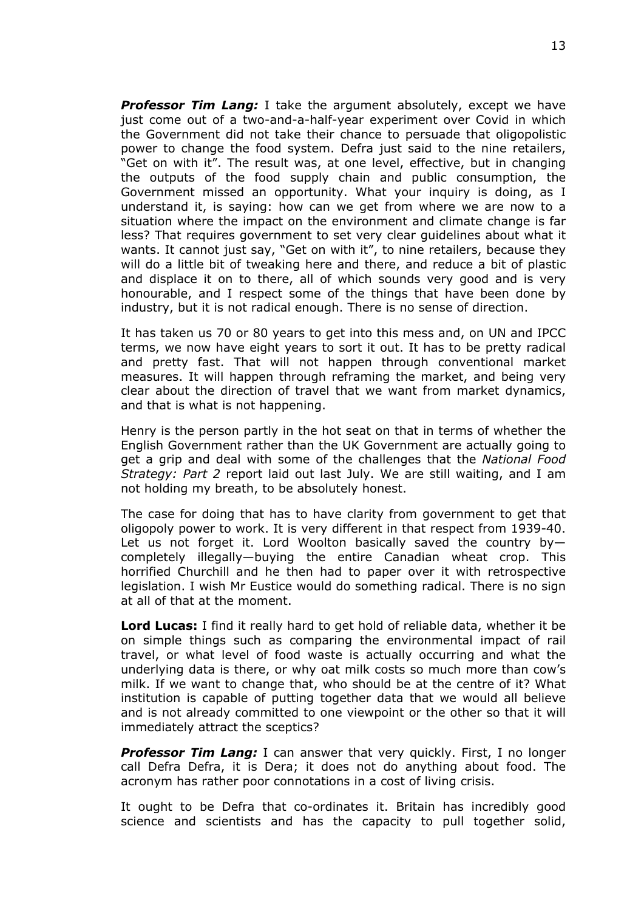***Professor Tim Lang:*** I take the argument absolutely, except we have just come out of a two-and-a-half-year experiment over Covid in which the Government did not take their chance to persuade that oligopolistic power to change the food system. Defra just said to the nine retailers, "Get on with it". The result was, at one level, effective, but in changing the outputs of the food supply chain and public consumption, the Government missed an opportunity. What your inquiry is doing, as I understand it, is saying: how can we get from where we are now to a situation where the impact on the environment and climate change is far less? That requires government to set very clear guidelines about what it wants. It cannot just say, "Get on with it", to nine retailers, because they will do a little bit of tweaking here and there, and reduce a bit of plastic and displace it on to there, all of which sounds very good and is very honourable, and I respect some of the things that have been done by industry, but it is not radical enough. There is no sense of direction.

It has taken us 70 or 80 years to get into this mess and, on UN and IPCC terms, we now have eight years to sort it out. It has to be pretty radical and pretty fast. That will not happen through conventional market measures. It will happen through reframing the market, and being very clear about the direction of travel that we want from market dynamics, and that is what is not happening.

Henry is the person partly in the hot seat on that in terms of whether the English Government rather than the UK Government are actually going to get a grip and deal with some of the challenges that the *National Food Strategy: Part 2* report laid out last July. We are still waiting, and I am not holding my breath, to be absolutely honest.

The case for doing that has to have clarity from government to get that oligopoly power to work. It is very different in that respect from 1939-40. Let us not forget it. Lord Woolton basically saved the country by—completely illegally—buying the entire Canadian wheat crop. This horrified Churchill and he then had to paper over it with retrospective legislation. I wish Mr Eustice would do something radical. There is no sign at all of that at the moment.

**Lord Lucas:** I find it really hard to get hold of reliable data, whether it be on simple things such as comparing the environmental impact of rail travel, or what level of food waste is actually occurring and what the underlying data is there, or why oat milk costs so much more than cow's milk. If we want to change that, who should be at the centre of it? What institution is capable of putting together data that we would all believe and is not already committed to one viewpoint or the other so that it will immediately attract the sceptics?

***Professor Tim Lang:*** I can answer that very quickly. First, I no longer call Defra Defra, it is Dera; it does not do anything about food. The acronym has rather poor connotations in a cost of living crisis.

It ought to be Defra that co-ordinates it. Britain has incredibly good science and scientists and has the capacity to pull together solid,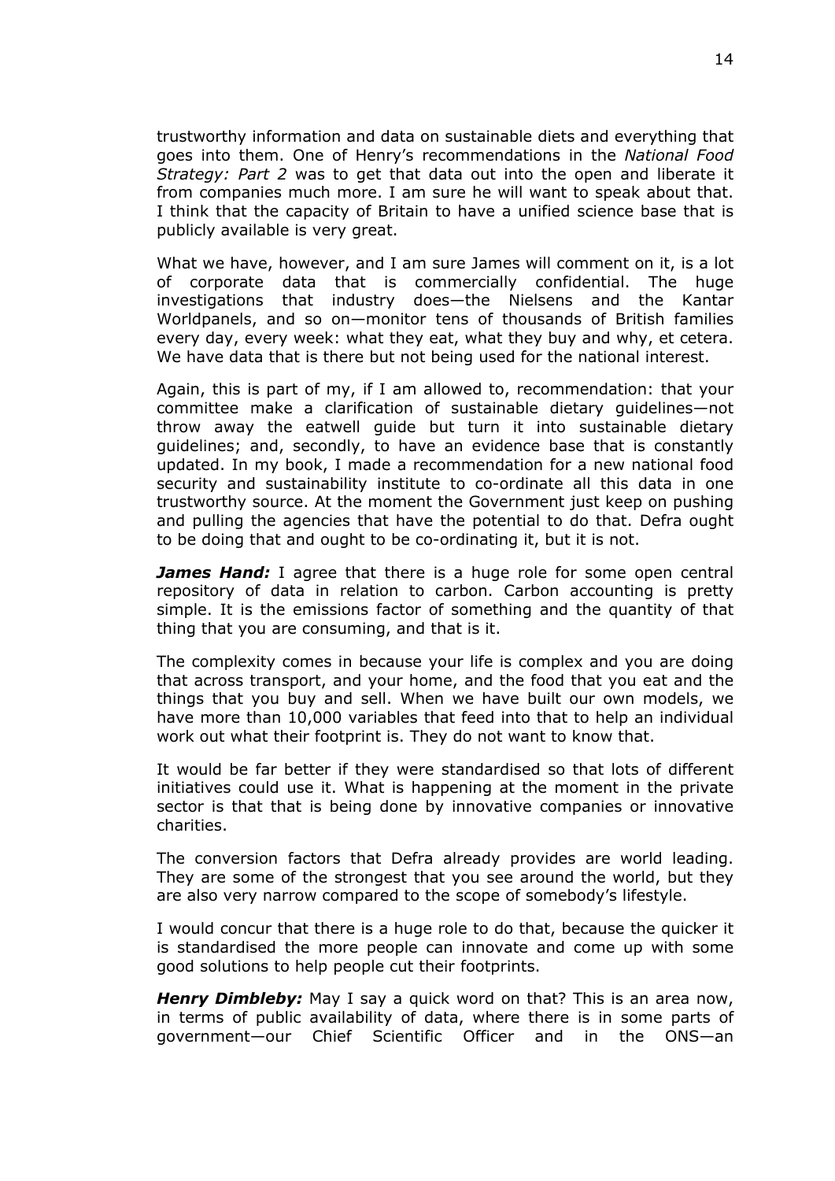trustworthy information and data on sustainable diets and everything that goes into them. One of Henry's recommendations in the *National Food Strategy: Part 2* was to get that data out into the open and liberate it from companies much more. I am sure he will want to speak about that. I think that the capacity of Britain to have a unified science base that is publicly available is very great.

What we have, however, and I am sure James will comment on it, is a lot of corporate data that is commercially confidential. The huge investigations that industry does—the Nielsens and the Kantar Worldpanels, and so on—monitor tens of thousands of British families every day, every week: what they eat, what they buy and why, et cetera. We have data that is there but not being used for the national interest.

Again, this is part of my, if I am allowed to, recommendation: that your committee make a clarification of sustainable dietary guidelines—not throw away the eatwell guide but turn it into sustainable dietary guidelines; and, secondly, to have an evidence base that is constantly updated. In my book, I made a recommendation for a new national food security and sustainability institute to co-ordinate all this data in one trustworthy source. At the moment the Government just keep on pushing and pulling the agencies that have the potential to do that. Defra ought to be doing that and ought to be co-ordinating it, but it is not.

***James Hand:*** I agree that there is a huge role for some open central repository of data in relation to carbon. Carbon accounting is pretty simple. It is the emissions factor of something and the quantity of that thing that you are consuming, and that is it.

The complexity comes in because your life is complex and you are doing that across transport, and your home, and the food that you eat and the things that you buy and sell. When we have built our own models, we have more than 10,000 variables that feed into that to help an individual work out what their footprint is. They do not want to know that.

It would be far better if they were standardised so that lots of different initiatives could use it. What is happening at the moment in the private sector is that that is being done by innovative companies or innovative charities.

The conversion factors that Defra already provides are world leading. They are some of the strongest that you see around the world, but they are also very narrow compared to the scope of somebody's lifestyle.

I would concur that there is a huge role to do that, because the quicker it is standardised the more people can innovate and come up with some good solutions to help people cut their footprints.

***Henry Dimbleby:*** May I say a quick word on that? This is an area now, in terms of public availability of data, where there is in some parts of government—our Chief Scientific Officer and in the ONS—an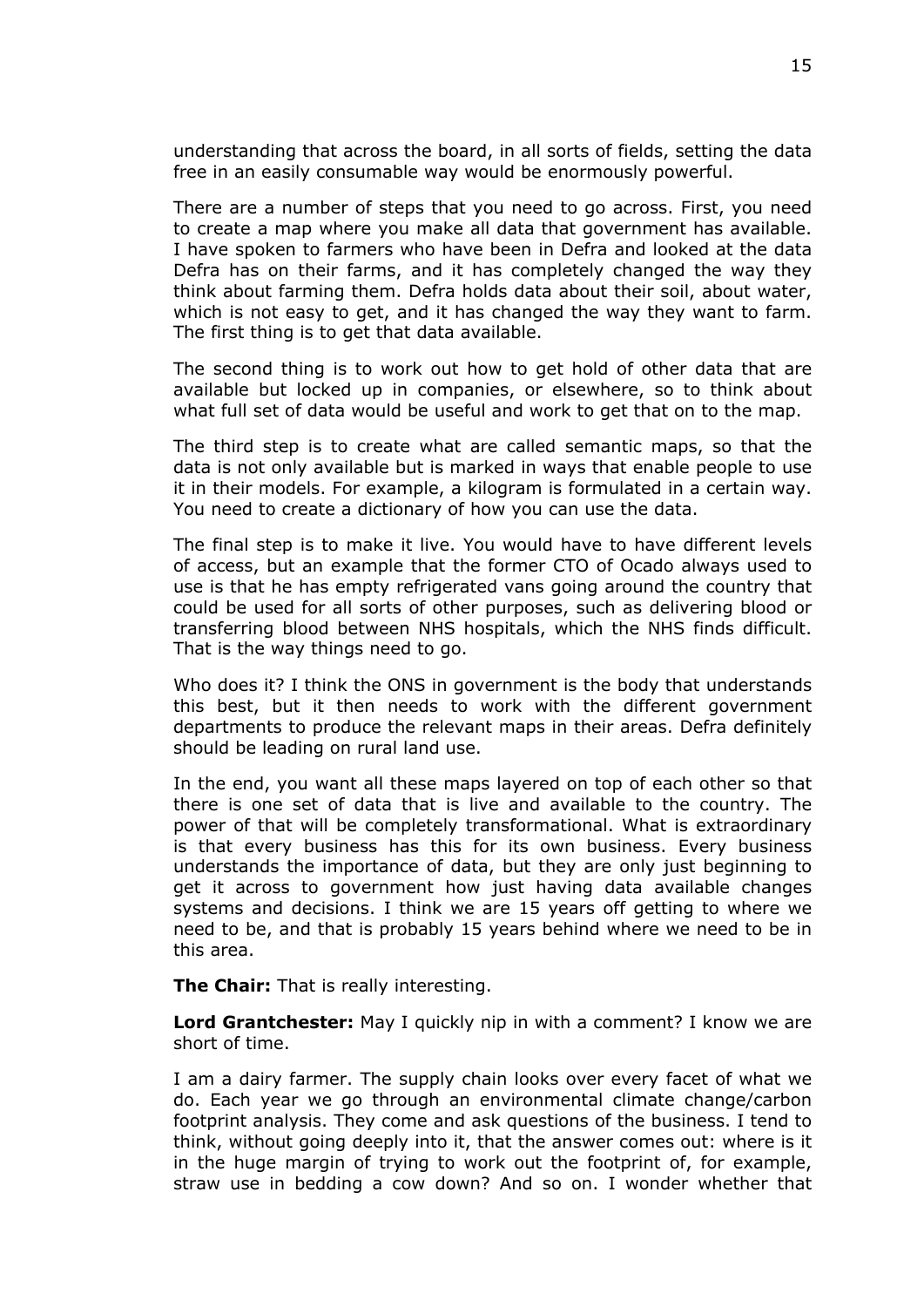understanding that across the board, in all sorts of fields, setting the data free in an easily consumable way would be enormously powerful.

There are a number of steps that you need to go across. First, you need to create a map where you make all data that government has available. I have spoken to farmers who have been in Defra and looked at the data Defra has on their farms, and it has completely changed the way they think about farming them. Defra holds data about their soil, about water, which is not easy to get, and it has changed the way they want to farm. The first thing is to get that data available.

The second thing is to work out how to get hold of other data that are available but locked up in companies, or elsewhere, so to think about what full set of data would be useful and work to get that on to the map.

The third step is to create what are called semantic maps, so that the data is not only available but is marked in ways that enable people to use it in their models. For example, a kilogram is formulated in a certain way. You need to create a dictionary of how you can use the data.

The final step is to make it live. You would have to have different levels of access, but an example that the former CTO of Ocado always used to use is that he has empty refrigerated vans going around the country that could be used for all sorts of other purposes, such as delivering blood or transferring blood between NHS hospitals, which the NHS finds difficult. That is the way things need to go.

Who does it? I think the ONS in government is the body that understands this best, but it then needs to work with the different government departments to produce the relevant maps in their areas. Defra definitely should be leading on rural land use.

In the end, you want all these maps layered on top of each other so that there is one set of data that is live and available to the country. The power of that will be completely transformational. What is extraordinary is that every business has this for its own business. Every business understands the importance of data, but they are only just beginning to get it across to government how just having data available changes systems and decisions. I think we are 15 years off getting to where we need to be, and that is probably 15 years behind where we need to be in this area.

**The Chair:** That is really interesting.

**Lord Grantchester:** May I quickly nip in with a comment? I know we are short of time.

I am a dairy farmer. The supply chain looks over every facet of what we do. Each year we go through an environmental climate change/carbon footprint analysis. They come and ask questions of the business. I tend to think, without going deeply into it, that the answer comes out: where is it in the huge margin of trying to work out the footprint of, for example, straw use in bedding a cow down? And so on. I wonder whether that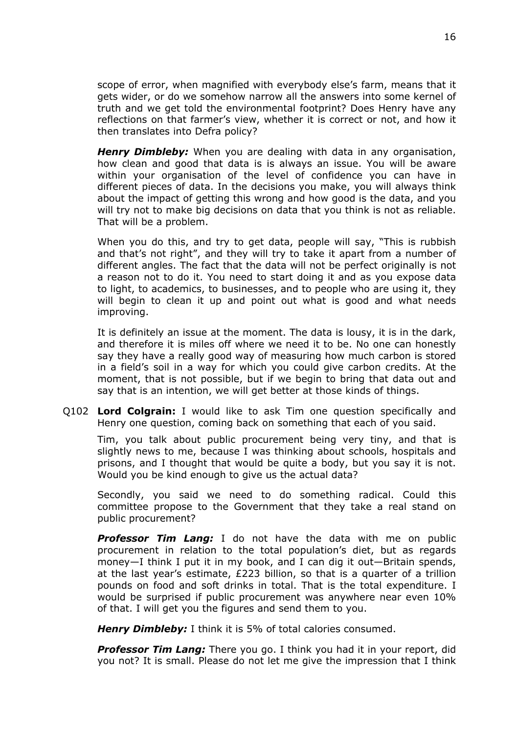scope of error, when magnified with everybody else's farm, means that it gets wider, or do we somehow narrow all the answers into some kernel of truth and we get told the environmental footprint? Does Henry have any reflections on that farmer's view, whether it is correct or not, and how it then translates into Defra policy?

***Henry Dimbleby:*** When you are dealing with data in any organisation, how clean and good that data is is always an issue. You will be aware within your organisation of the level of confidence you can have in different pieces of data. In the decisions you make, you will always think about the impact of getting this wrong and how good is the data, and you will try not to make big decisions on data that you think is not as reliable. That will be a problem.

When you do this, and try to get data, people will say, "This is rubbish and that's not right", and they will try to take it apart from a number of different angles. The fact that the data will not be perfect originally is not a reason not to do it. You need to start doing it and as you expose data to light, to academics, to businesses, and to people who are using it, they will begin to clean it up and point out what is good and what needs improving.

It is definitely an issue at the moment. The data is lousy, it is in the dark, and therefore it is miles off where we need it to be. No one can honestly say they have a really good way of measuring how much carbon is stored in a field's soil in a way for which you could give carbon credits. At the moment, that is not possible, but if we begin to bring that data out and say that is an intention, we will get better at those kinds of things.

Q102 **Lord Colgrain:** I would like to ask Tim one question specifically and Henry one question, coming back on something that each of you said.

Tim, you talk about public procurement being very tiny, and that is slightly news to me, because I was thinking about schools, hospitals and prisons, and I thought that would be quite a body, but you say it is not. Would you be kind enough to give us the actual data?

Secondly, you said we need to do something radical. Could this committee propose to the Government that they take a real stand on public procurement?

***Professor Tim Lang:*** I do not have the data with me on public procurement in relation to the total population's diet, but as regards money—I think I put it in my book, and I can dig it out—Britain spends, at the last year's estimate, £223 billion, so that is a quarter of a trillion pounds on food and soft drinks in total. That is the total expenditure. I would be surprised if public procurement was anywhere near even 10% of that. I will get you the figures and send them to you.

***Henry Dimbleby:*** I think it is 5% of total calories consumed.

***Professor Tim Lang:*** There you go. I think you had it in your report, did you not? It is small. Please do not let me give the impression that I think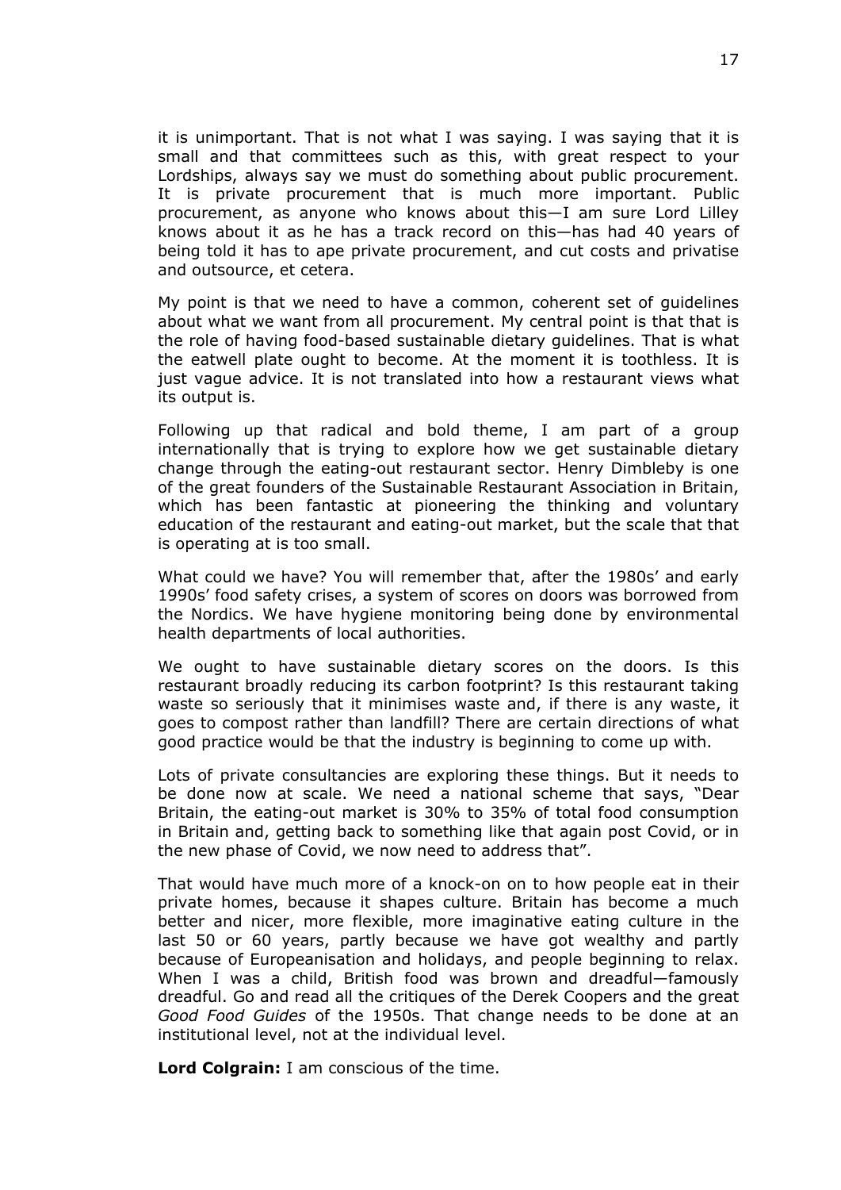it is unimportant. That is not what I was saying. I was saying that it is small and that committees such as this, with great respect to your Lordships, always say we must do something about public procurement. It is private procurement that is much more important. Public procurement, as anyone who knows about this—I am sure Lord Lilley knows about it as he has a track record on this—has had 40 years of being told it has to ape private procurement, and cut costs and privatise and outsource, et cetera.

My point is that we need to have a common, coherent set of guidelines about what we want from all procurement. My central point is that that is the role of having food-based sustainable dietary guidelines. That is what the eatwell plate ought to become. At the moment it is toothless. It is just vague advice. It is not translated into how a restaurant views what its output is.

Following up that radical and bold theme, I am part of a group internationally that is trying to explore how we get sustainable dietary change through the eating-out restaurant sector. Henry Dimbleby is one of the great founders of the Sustainable Restaurant Association in Britain, which has been fantastic at pioneering the thinking and voluntary education of the restaurant and eating-out market, but the scale that that is operating at is too small.

What could we have? You will remember that, after the 1980s' and early 1990s' food safety crises, a system of scores on doors was borrowed from the Nordics. We have hygiene monitoring being done by environmental health departments of local authorities.

We ought to have sustainable dietary scores on the doors. Is this restaurant broadly reducing its carbon footprint? Is this restaurant taking waste so seriously that it minimises waste and, if there is any waste, it goes to compost rather than landfill? There are certain directions of what good practice would be that the industry is beginning to come up with.

Lots of private consultancies are exploring these things. But it needs to be done now at scale. We need a national scheme that says, "Dear Britain, the eating-out market is 30% to 35% of total food consumption in Britain and, getting back to something like that again post Covid, or in the new phase of Covid, we now need to address that".

That would have much more of a knock-on on to how people eat in their private homes, because it shapes culture. Britain has become a much better and nicer, more flexible, more imaginative eating culture in the last 50 or 60 years, partly because we have got wealthy and partly because of Europeanisation and holidays, and people beginning to relax. When I was a child, British food was brown and dreadful—famously dreadful. Go and read all the critiques of the Derek Coopers and the great *Good Food Guides* of the 1950s. That change needs to be done at an institutional level, not at the individual level.

**Lord Colgrain:** I am conscious of the time.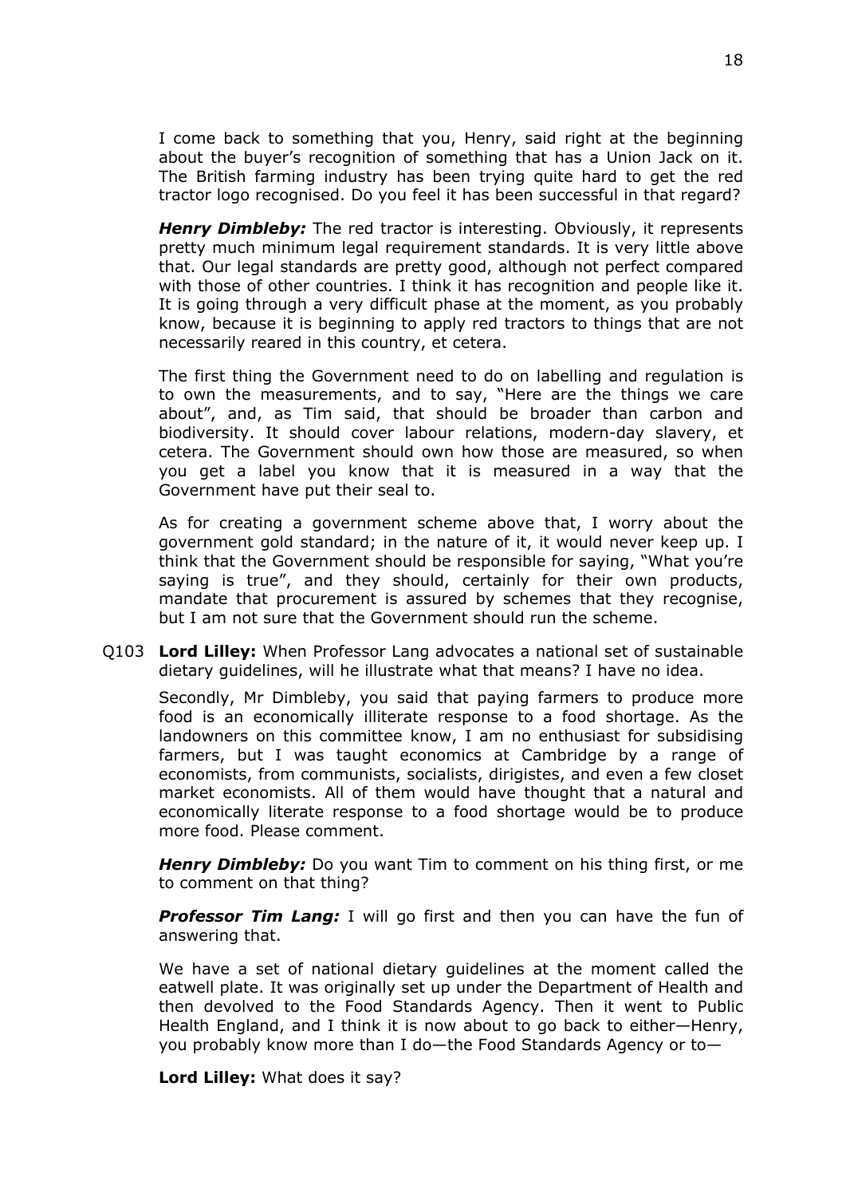I come back to something that you, Henry, said right at the beginning about the buyer's recognition of something that has a Union Jack on it. The British farming industry has been trying quite hard to get the red tractor logo recognised. Do you feel it has been successful in that regard?

***Henry Dimbleby:*** The red tractor is interesting. Obviously, it represents pretty much minimum legal requirement standards. It is very little above that. Our legal standards are pretty good, although not perfect compared with those of other countries. I think it has recognition and people like it. It is going through a very difficult phase at the moment, as you probably know, because it is beginning to apply red tractors to things that are not necessarily reared in this country, et cetera.

The first thing the Government need to do on labelling and regulation is to own the measurements, and to say, "Here are the things we care about", and, as Tim said, that should be broader than carbon and biodiversity. It should cover labour relations, modern-day slavery, et cetera. The Government should own how those are measured, so when you get a label you know that it is measured in a way that the Government have put their seal to.

As for creating a government scheme above that, I worry about the government gold standard; in the nature of it, it would never keep up. I think that the Government should be responsible for saying, "What you're saying is true", and they should, certainly for their own products, mandate that procurement is assured by schemes that they recognise, but I am not sure that the Government should run the scheme.

Q103 **Lord Lilley:** When Professor Lang advocates a national set of sustainable dietary guidelines, will he illustrate what that means? I have no idea.

Secondly, Mr Dimbleby, you said that paying farmers to produce more food is an economically illiterate response to a food shortage. As the landowners on this committee know, I am no enthusiast for subsidising farmers, but I was taught economics at Cambridge by a range of economists, from communists, socialists, dirigistes, and even a few closet market economists. All of them would have thought that a natural and economically literate response to a food shortage would be to produce more food. Please comment.

***Henry Dimbleby:*** Do you want Tim to comment on his thing first, or me to comment on that thing?

***Professor Tim Lang:*** I will go first and then you can have the fun of answering that.

We have a set of national dietary guidelines at the moment called the eatwell plate. It was originally set up under the Department of Health and then devolved to the Food Standards Agency. Then it went to Public Health England, and I think it is now about to go back to either—Henry, you probably know more than I do—the Food Standards Agency or to—

**Lord Lilley:** What does it say?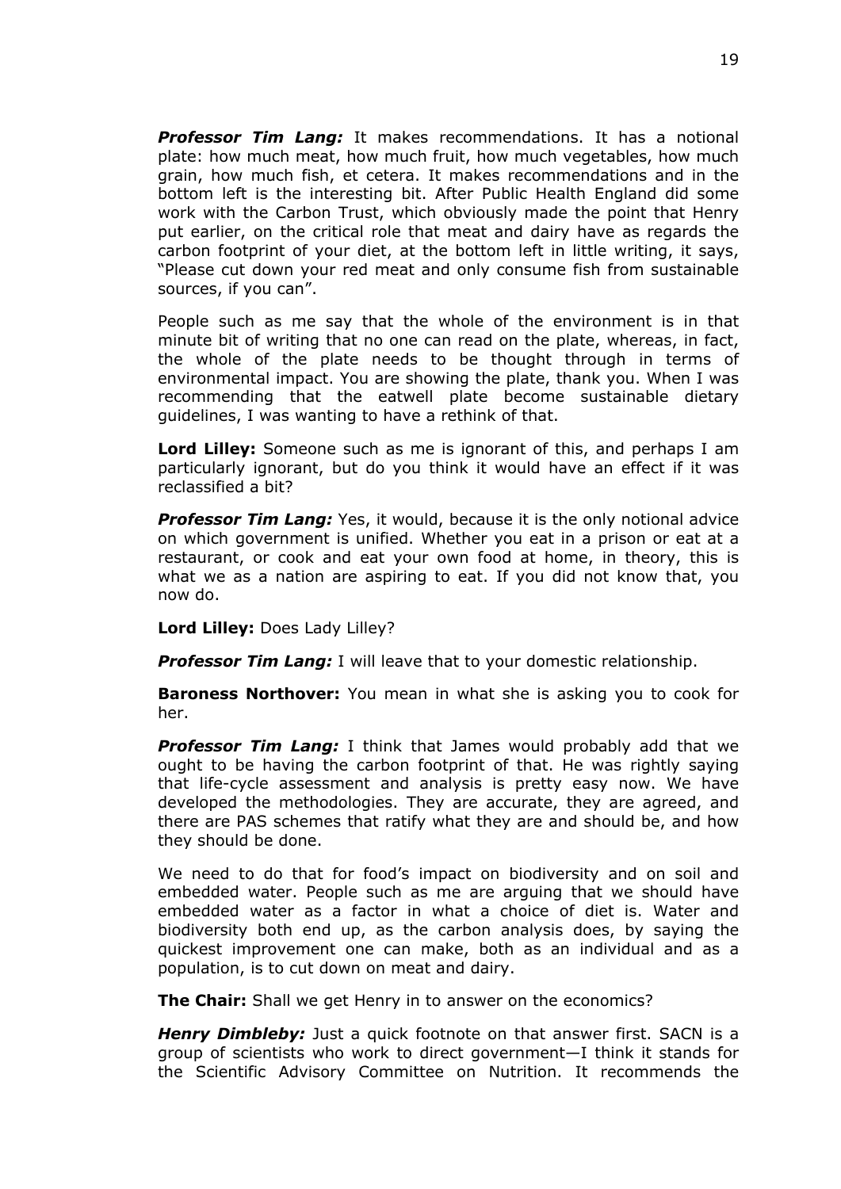***Professor Tim Lang:*** It makes recommendations. It has a notional plate: how much meat, how much fruit, how much vegetables, how much grain, how much fish, et cetera. It makes recommendations and in the bottom left is the interesting bit. After Public Health England did some work with the Carbon Trust, which obviously made the point that Henry put earlier, on the critical role that meat and dairy have as regards the carbon footprint of your diet, at the bottom left in little writing, it says, "Please cut down your red meat and only consume fish from sustainable sources, if you can".

People such as me say that the whole of the environment is in that minute bit of writing that no one can read on the plate, whereas, in fact, the whole of the plate needs to be thought through in terms of environmental impact. You are showing the plate, thank you. When I was recommending that the eatwell plate become sustainable dietary guidelines, I was wanting to have a rethink of that.

**Lord Lilley:** Someone such as me is ignorant of this, and perhaps I am particularly ignorant, but do you think it would have an effect if it was reclassified a bit?

***Professor Tim Lang:*** Yes, it would, because it is the only notional advice on which government is unified. Whether you eat in a prison or eat at a restaurant, or cook and eat your own food at home, in theory, this is what we as a nation are aspiring to eat. If you did not know that, you now do.

**Lord Lilley:** Does Lady Lilley?

***Professor Tim Lang:*** I will leave that to your domestic relationship.

**Baroness Northover:** You mean in what she is asking you to cook for her.

***Professor Tim Lang:*** I think that James would probably add that we ought to be having the carbon footprint of that. He was rightly saying that life-cycle assessment and analysis is pretty easy now. We have developed the methodologies. They are accurate, they are agreed, and there are PAS schemes that ratify what they are and should be, and how they should be done.

We need to do that for food's impact on biodiversity and on soil and embedded water. People such as me are arguing that we should have embedded water as a factor in what a choice of diet is. Water and biodiversity both end up, as the carbon analysis does, by saying the quickest improvement one can make, both as an individual and as a population, is to cut down on meat and dairy.

**The Chair:** Shall we get Henry in to answer on the economics?

***Henry Dimbleby:*** Just a quick footnote on that answer first. SACN is a group of scientists who work to direct government—I think it stands for the Scientific Advisory Committee on Nutrition. It recommends the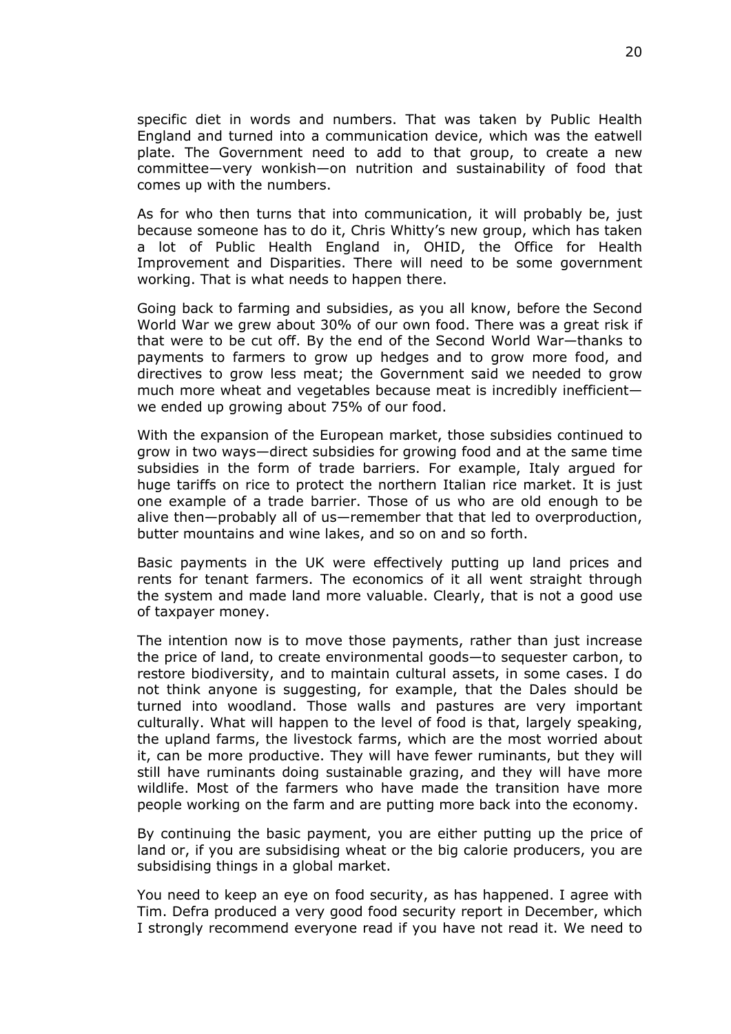specific diet in words and numbers. That was taken by Public Health England and turned into a communication device, which was the eatwell plate. The Government need to add to that group, to create a new committee—very wonkish—on nutrition and sustainability of food that comes up with the numbers.

As for who then turns that into communication, it will probably be, just because someone has to do it, Chris Whitty's new group, which has taken a lot of Public Health England in, OHID, the Office for Health Improvement and Disparities. There will need to be some government working. That is what needs to happen there.

Going back to farming and subsidies, as you all know, before the Second World War we grew about 30% of our own food. There was a great risk if that were to be cut off. By the end of the Second World War—thanks to payments to farmers to grow up hedges and to grow more food, and directives to grow less meat; the Government said we needed to grow much more wheat and vegetables because meat is incredibly inefficient—we ended up growing about 75% of our food.

With the expansion of the European market, those subsidies continued to grow in two ways—direct subsidies for growing food and at the same time subsidies in the form of trade barriers. For example, Italy argued for huge tariffs on rice to protect the northern Italian rice market. It is just one example of a trade barrier. Those of us who are old enough to be alive then—probably all of us—remember that that led to overproduction, butter mountains and wine lakes, and so on and so forth.

Basic payments in the UK were effectively putting up land prices and rents for tenant farmers. The economics of it all went straight through the system and made land more valuable. Clearly, that is not a good use of taxpayer money.

The intention now is to move those payments, rather than just increase the price of land, to create environmental goods—to sequester carbon, to restore biodiversity, and to maintain cultural assets, in some cases. I do not think anyone is suggesting, for example, that the Dales should be turned into woodland. Those walls and pastures are very important culturally. What will happen to the level of food is that, largely speaking, the upland farms, the livestock farms, which are the most worried about it, can be more productive. They will have fewer ruminants, but they will still have ruminants doing sustainable grazing, and they will have more wildlife. Most of the farmers who have made the transition have more people working on the farm and are putting more back into the economy.

By continuing the basic payment, you are either putting up the price of land or, if you are subsidising wheat or the big calorie producers, you are subsidising things in a global market.

You need to keep an eye on food security, as has happened. I agree with Tim. Defra produced a very good food security report in December, which I strongly recommend everyone read if you have not read it. We need to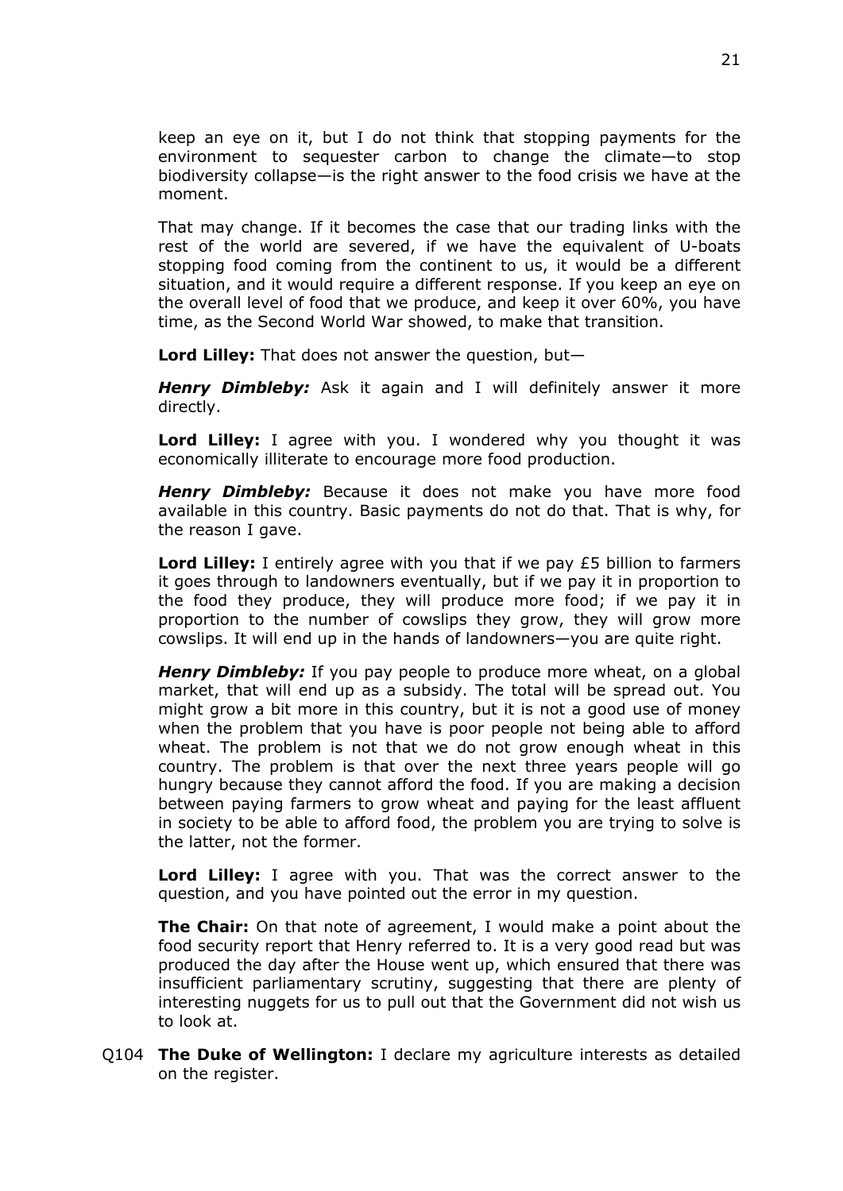keep an eye on it, but I do not think that stopping payments for the environment to sequester carbon to change the climate—to stop biodiversity collapse—is the right answer to the food crisis we have at the moment.

That may change. If it becomes the case that our trading links with the rest of the world are severed, if we have the equivalent of U-boats stopping food coming from the continent to us, it would be a different situation, and it would require a different response. If you keep an eye on the overall level of food that we produce, and keep it over 60%, you have time, as the Second World War showed, to make that transition.

**Lord Lilley:** That does not answer the question, but—

***Henry Dimbleby:*** Ask it again and I will definitely answer it more directly.

**Lord Lilley:** I agree with you. I wondered why you thought it was economically illiterate to encourage more food production.

***Henry Dimbleby:*** Because it does not make you have more food available in this country. Basic payments do not do that. That is why, for the reason I gave.

**Lord Lilley:** I entirely agree with you that if we pay £5 billion to farmers it goes through to landowners eventually, but if we pay it in proportion to the food they produce, they will produce more food; if we pay it in proportion to the number of cowslips they grow, they will grow more cowslips. It will end up in the hands of landowners—you are quite right.

***Henry Dimbleby:*** If you pay people to produce more wheat, on a global market, that will end up as a subsidy. The total will be spread out. You might grow a bit more in this country, but it is not a good use of money when the problem that you have is poor people not being able to afford wheat. The problem is not that we do not grow enough wheat in this country. The problem is that over the next three years people will go hungry because they cannot afford the food. If you are making a decision between paying farmers to grow wheat and paying for the least affluent in society to be able to afford food, the problem you are trying to solve is the latter, not the former.

**Lord Lilley:** I agree with you. That was the correct answer to the question, and you have pointed out the error in my question.

**The Chair:** On that note of agreement, I would make a point about the food security report that Henry referred to. It is a very good read but was produced the day after the House went up, which ensured that there was insufficient parliamentary scrutiny, suggesting that there are plenty of interesting nuggets for us to pull out that the Government did not wish us to look at.

Q104 **The Duke of Wellington:** I declare my agriculture interests as detailed on the register.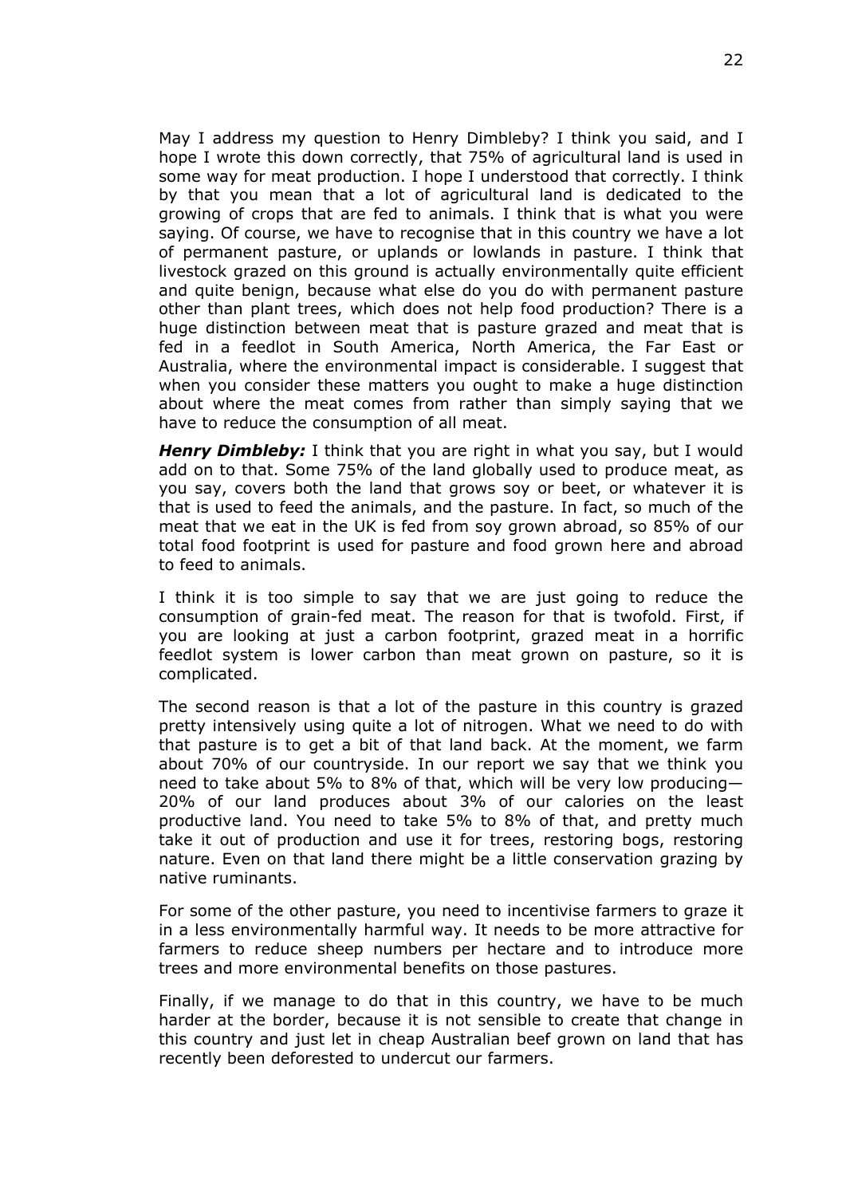May I address my question to Henry Dimbleby? I think you said, and I hope I wrote this down correctly, that 75% of agricultural land is used in some way for meat production. I hope I understood that correctly. I think by that you mean that a lot of agricultural land is dedicated to the growing of crops that are fed to animals. I think that is what you were saying. Of course, we have to recognise that in this country we have a lot of permanent pasture, or uplands or lowlands in pasture. I think that livestock grazed on this ground is actually environmentally quite efficient and quite benign, because what else do you do with permanent pasture other than plant trees, which does not help food production? There is a huge distinction between meat that is pasture grazed and meat that is fed in a feedlot in South America, North America, the Far East or Australia, where the environmental impact is considerable. I suggest that when you consider these matters you ought to make a huge distinction about where the meat comes from rather than simply saying that we have to reduce the consumption of all meat.

***Henry Dimbleby:*** I think that you are right in what you say, but I would add on to that. Some 75% of the land globally used to produce meat, as you say, covers both the land that grows soy or beet, or whatever it is that is used to feed the animals, and the pasture. In fact, so much of the meat that we eat in the UK is fed from soy grown abroad, so 85% of our total food footprint is used for pasture and food grown here and abroad to feed to animals.

I think it is too simple to say that we are just going to reduce the consumption of grain-fed meat. The reason for that is twofold. First, if you are looking at just a carbon footprint, grazed meat in a horrific feedlot system is lower carbon than meat grown on pasture, so it is complicated.

The second reason is that a lot of the pasture in this country is grazed pretty intensively using quite a lot of nitrogen. What we need to do with that pasture is to get a bit of that land back. At the moment, we farm about 70% of our countryside. In our report we say that we think you need to take about 5% to 8% of that, which will be very low producing—20% of our land produces about 3% of our calories on the least productive land. You need to take 5% to 8% of that, and pretty much take it out of production and use it for trees, restoring bogs, restoring nature. Even on that land there might be a little conservation grazing by native ruminants.

For some of the other pasture, you need to incentivise farmers to graze it in a less environmentally harmful way. It needs to be more attractive for farmers to reduce sheep numbers per hectare and to introduce more trees and more environmental benefits on those pastures.

Finally, if we manage to do that in this country, we have to be much harder at the border, because it is not sensible to create that change in this country and just let in cheap Australian beef grown on land that has recently been deforested to undercut our farmers.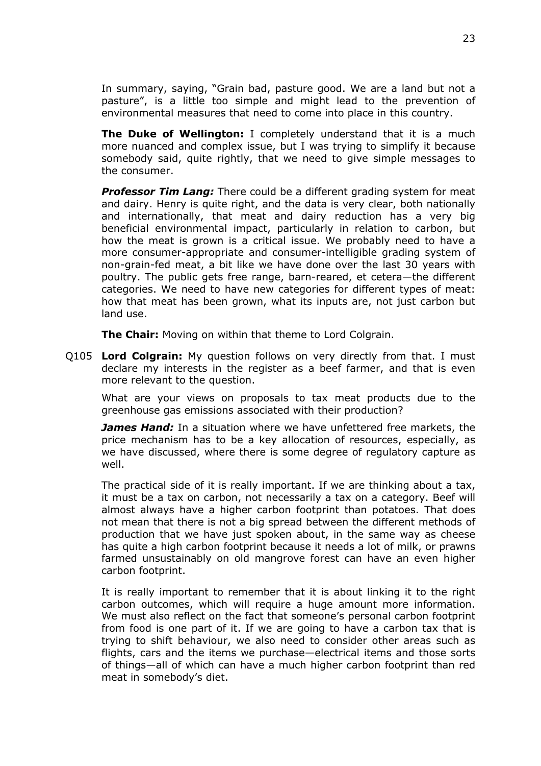In summary, saying, "Grain bad, pasture good. We are a land but not a pasture", is a little too simple and might lead to the prevention of environmental measures that need to come into place in this country.

**The Duke of Wellington:** I completely understand that it is a much more nuanced and complex issue, but I was trying to simplify it because somebody said, quite rightly, that we need to give simple messages to the consumer.

***Professor Tim Lang:*** There could be a different grading system for meat and dairy. Henry is quite right, and the data is very clear, both nationally and internationally, that meat and dairy reduction has a very big beneficial environmental impact, particularly in relation to carbon, but how the meat is grown is a critical issue. We probably need to have a more consumer-appropriate and consumer-intelligible grading system of non-grain-fed meat, a bit like we have done over the last 30 years with poultry. The public gets free range, barn-reared, et cetera—the different categories. We need to have new categories for different types of meat: how that meat has been grown, what its inputs are, not just carbon but land use.

**The Chair:** Moving on within that theme to Lord Colgrain.

Q105 **Lord Colgrain:** My question follows on very directly from that. I must declare my interests in the register as a beef farmer, and that is even more relevant to the question.

What are your views on proposals to tax meat products due to the greenhouse gas emissions associated with their production?

***James Hand:*** In a situation where we have unfettered free markets, the price mechanism has to be a key allocation of resources, especially, as we have discussed, where there is some degree of regulatory capture as well.

The practical side of it is really important. If we are thinking about a tax, it must be a tax on carbon, not necessarily a tax on a category. Beef will almost always have a higher carbon footprint than potatoes. That does not mean that there is not a big spread between the different methods of production that we have just spoken about, in the same way as cheese has quite a high carbon footprint because it needs a lot of milk, or prawns farmed unsustainably on old mangrove forest can have an even higher carbon footprint.

It is really important to remember that it is about linking it to the right carbon outcomes, which will require a huge amount more information. We must also reflect on the fact that someone's personal carbon footprint from food is one part of it. If we are going to have a carbon tax that is trying to shift behaviour, we also need to consider other areas such as flights, cars and the items we purchase—electrical items and those sorts of things—all of which can have a much higher carbon footprint than red meat in somebody's diet.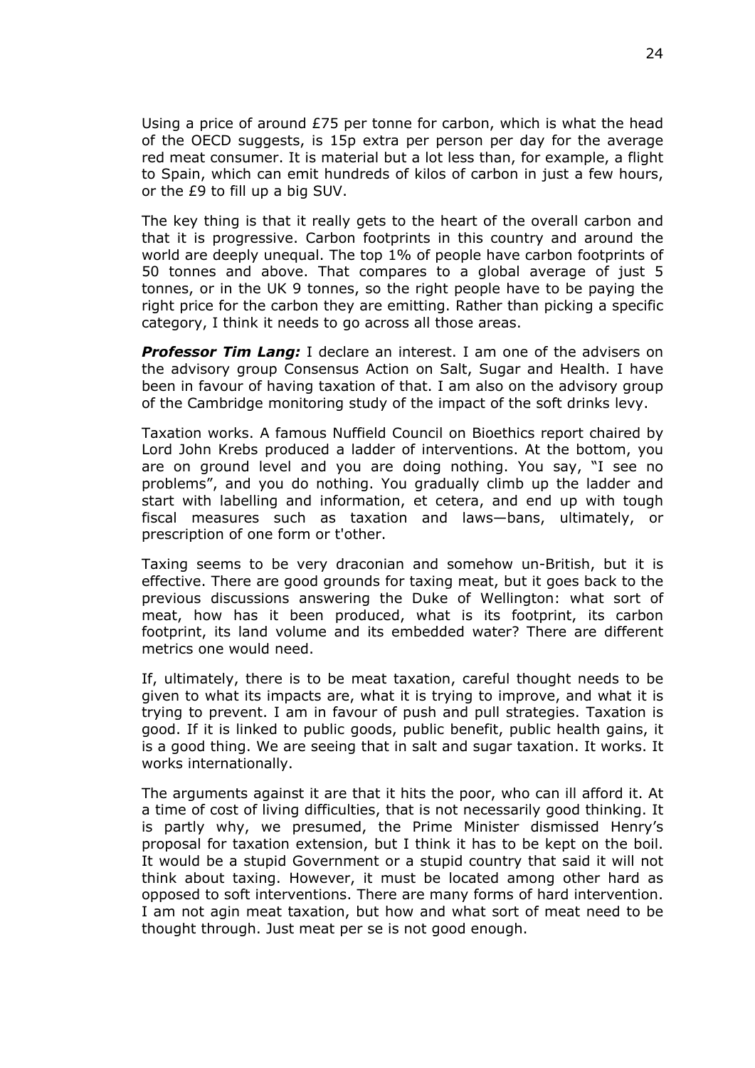Using a price of around £75 per tonne for carbon, which is what the head of the OECD suggests, is 15p extra per person per day for the average red meat consumer. It is material but a lot less than, for example, a flight to Spain, which can emit hundreds of kilos of carbon in just a few hours, or the £9 to fill up a big SUV.

The key thing is that it really gets to the heart of the overall carbon and that it is progressive. Carbon footprints in this country and around the world are deeply unequal. The top 1% of people have carbon footprints of 50 tonnes and above. That compares to a global average of just 5 tonnes, or in the UK 9 tonnes, so the right people have to be paying the right price for the carbon they are emitting. Rather than picking a specific category, I think it needs to go across all those areas.

***Professor Tim Lang:*** I declare an interest. I am one of the advisers on the advisory group Consensus Action on Salt, Sugar and Health. I have been in favour of having taxation of that. I am also on the advisory group of the Cambridge monitoring study of the impact of the soft drinks levy.

Taxation works. A famous Nuffield Council on Bioethics report chaired by Lord John Krebs produced a ladder of interventions. At the bottom, you are on ground level and you are doing nothing. You say, "I see no problems", and you do nothing. You gradually climb up the ladder and start with labelling and information, et cetera, and end up with tough fiscal measures such as taxation and laws—bans, ultimately, or prescription of one form or t'other.

Taxing seems to be very draconian and somehow un-British, but it is effective. There are good grounds for taxing meat, but it goes back to the previous discussions answering the Duke of Wellington: what sort of meat, how has it been produced, what is its footprint, its carbon footprint, its land volume and its embedded water? There are different metrics one would need.

If, ultimately, there is to be meat taxation, careful thought needs to be given to what its impacts are, what it is trying to improve, and what it is trying to prevent. I am in favour of push and pull strategies. Taxation is good. If it is linked to public goods, public benefit, public health gains, it is a good thing. We are seeing that in salt and sugar taxation. It works. It works internationally.

The arguments against it are that it hits the poor, who can ill afford it. At a time of cost of living difficulties, that is not necessarily good thinking. It is partly why, we presumed, the Prime Minister dismissed Henry's proposal for taxation extension, but I think it has to be kept on the boil. It would be a stupid Government or a stupid country that said it will not think about taxing. However, it must be located among other hard as opposed to soft interventions. There are many forms of hard intervention. I am not agin meat taxation, but how and what sort of meat need to be thought through. Just meat per se is not good enough.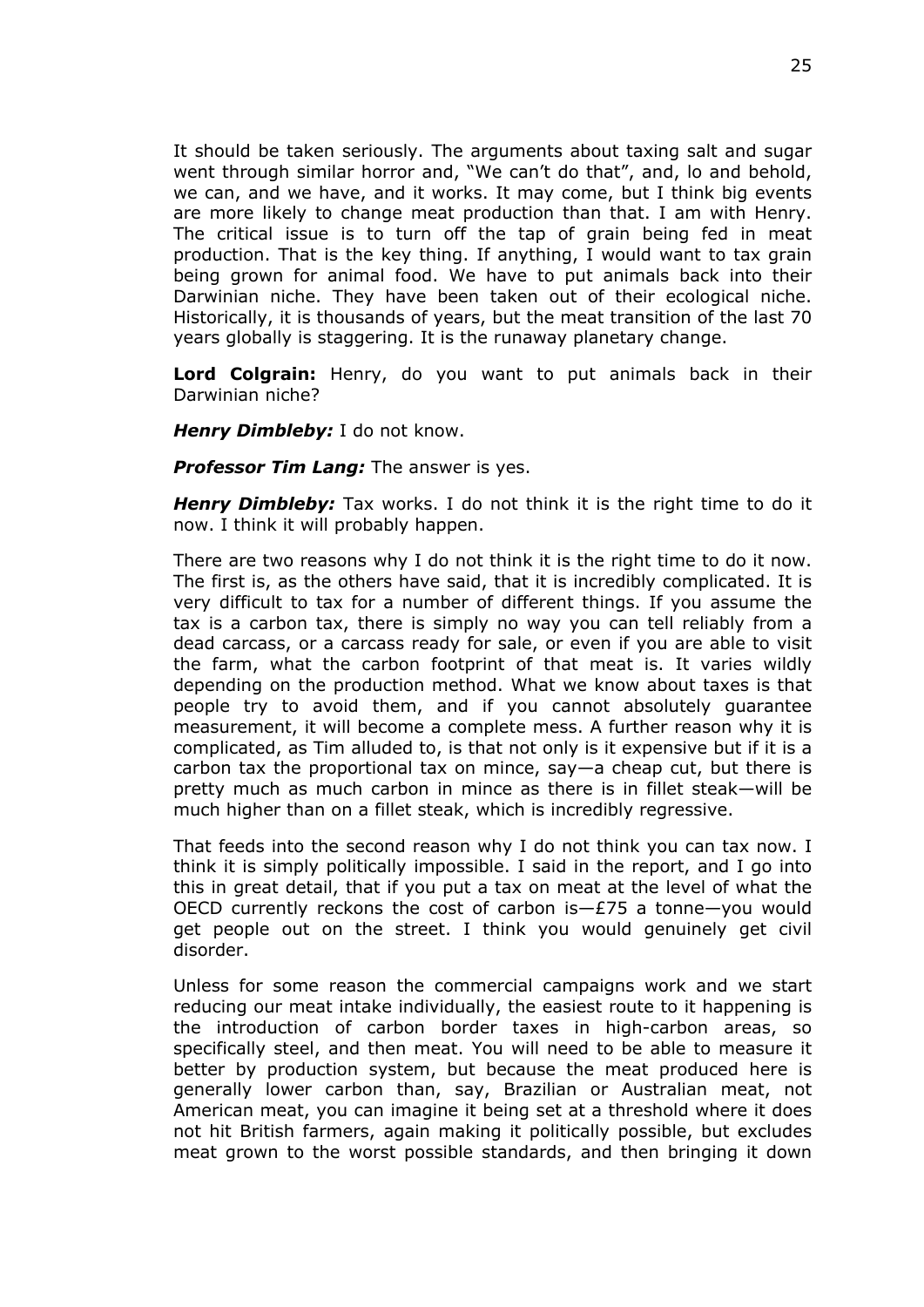It should be taken seriously. The arguments about taxing salt and sugar went through similar horror and, "We can't do that", and, lo and behold, we can, and we have, and it works. It may come, but I think big events are more likely to change meat production than that. I am with Henry. The critical issue is to turn off the tap of grain being fed in meat production. That is the key thing. If anything, I would want to tax grain being grown for animal food. We have to put animals back into their Darwinian niche. They have been taken out of their ecological niche. Historically, it is thousands of years, but the meat transition of the last 70 years globally is staggering. It is the runaway planetary change.

**Lord Colgrain:** Henry, do you want to put animals back in their Darwinian niche?

***Henry Dimbleby:*** I do not know.

***Professor Tim Lang:*** The answer is yes.

***Henry Dimbleby:*** Tax works. I do not think it is the right time to do it now. I think it will probably happen.

There are two reasons why I do not think it is the right time to do it now. The first is, as the others have said, that it is incredibly complicated. It is very difficult to tax for a number of different things. If you assume the tax is a carbon tax, there is simply no way you can tell reliably from a dead carcass, or a carcass ready for sale, or even if you are able to visit the farm, what the carbon footprint of that meat is. It varies wildly depending on the production method. What we know about taxes is that people try to avoid them, and if you cannot absolutely guarantee measurement, it will become a complete mess. A further reason why it is complicated, as Tim alluded to, is that not only is it expensive but if it is a carbon tax the proportional tax on mince, say—a cheap cut, but there is pretty much as much carbon in mince as there is in fillet steak—will be much higher than on a fillet steak, which is incredibly regressive.

That feeds into the second reason why I do not think you can tax now. I think it is simply politically impossible. I said in the report, and I go into this in great detail, that if you put a tax on meat at the level of what the OECD currently reckons the cost of carbon is—£75 a tonne—you would get people out on the street. I think you would genuinely get civil disorder.

Unless for some reason the commercial campaigns work and we start reducing our meat intake individually, the easiest route to it happening is the introduction of carbon border taxes in high-carbon areas, so specifically steel, and then meat. You will need to be able to measure it better by production system, but because the meat produced here is generally lower carbon than, say, Brazilian or Australian meat, not American meat, you can imagine it being set at a threshold where it does not hit British farmers, again making it politically possible, but excludes meat grown to the worst possible standards, and then bringing it down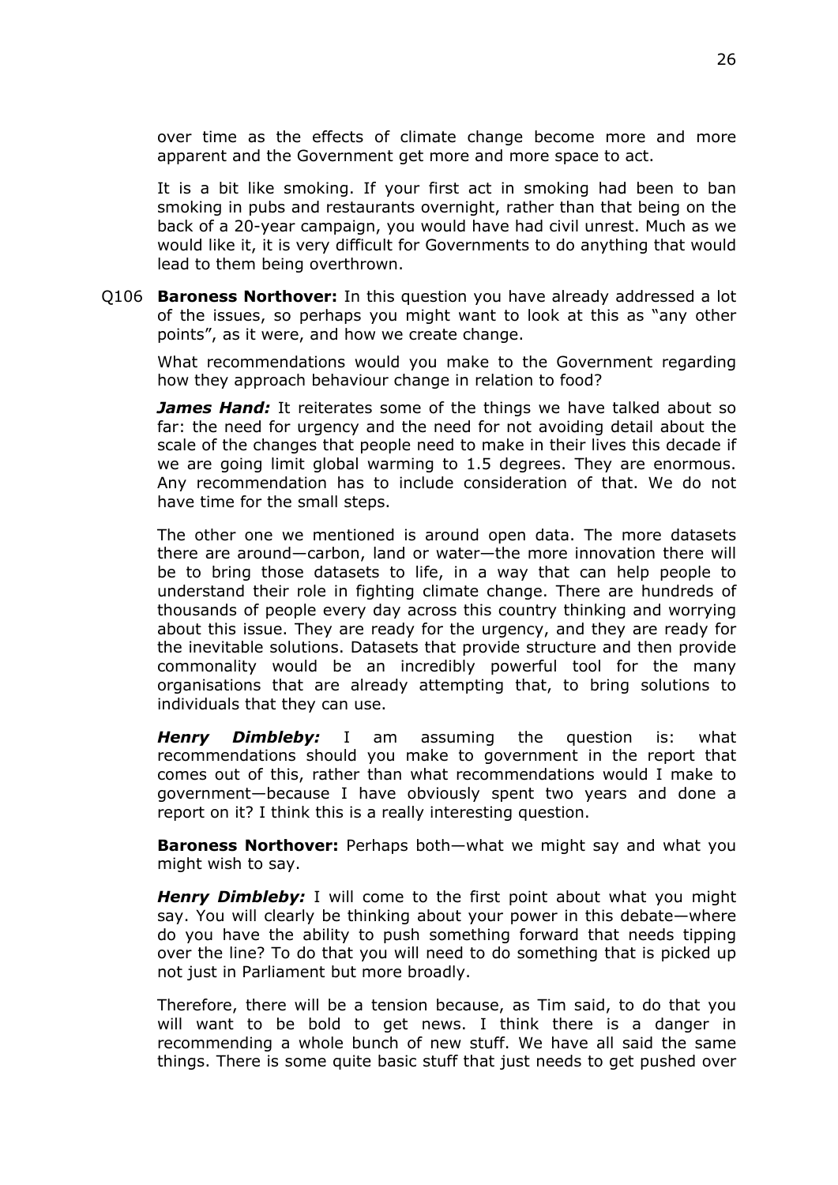over time as the effects of climate change become more and more apparent and the Government get more and more space to act.

It is a bit like smoking. If your first act in smoking had been to ban smoking in pubs and restaurants overnight, rather than that being on the back of a 20-year campaign, you would have had civil unrest. Much as we would like it, it is very difficult for Governments to do anything that would lead to them being overthrown.

Q106 **Baroness Northover:** In this question you have already addressed a lot of the issues, so perhaps you might want to look at this as "any other points", as it were, and how we create change.

What recommendations would you make to the Government regarding how they approach behaviour change in relation to food?

***James Hand:*** It reiterates some of the things we have talked about so far: the need for urgency and the need for not avoiding detail about the scale of the changes that people need to make in their lives this decade if we are going limit global warming to 1.5 degrees. They are enormous. Any recommendation has to include consideration of that. We do not have time for the small steps.

The other one we mentioned is around open data. The more datasets there are around—carbon, land or water—the more innovation there will be to bring those datasets to life, in a way that can help people to understand their role in fighting climate change. There are hundreds of thousands of people every day across this country thinking and worrying about this issue. They are ready for the urgency, and they are ready for the inevitable solutions. Datasets that provide structure and then provide commonality would be an incredibly powerful tool for the many organisations that are already attempting that, to bring solutions to individuals that they can use.

***Henry Dimbleby:*** I am assuming the question is: what recommendations should you make to government in the report that comes out of this, rather than what recommendations would I make to government—because I have obviously spent two years and done a report on it? I think this is a really interesting question.

**Baroness Northover:** Perhaps both—what we might say and what you might wish to say.

***Henry Dimbleby:*** I will come to the first point about what you might say. You will clearly be thinking about your power in this debate—where do you have the ability to push something forward that needs tipping over the line? To do that you will need to do something that is picked up not just in Parliament but more broadly.

Therefore, there will be a tension because, as Tim said, to do that you will want to be bold to get news. I think there is a danger in recommending a whole bunch of new stuff. We have all said the same things. There is some quite basic stuff that just needs to get pushed over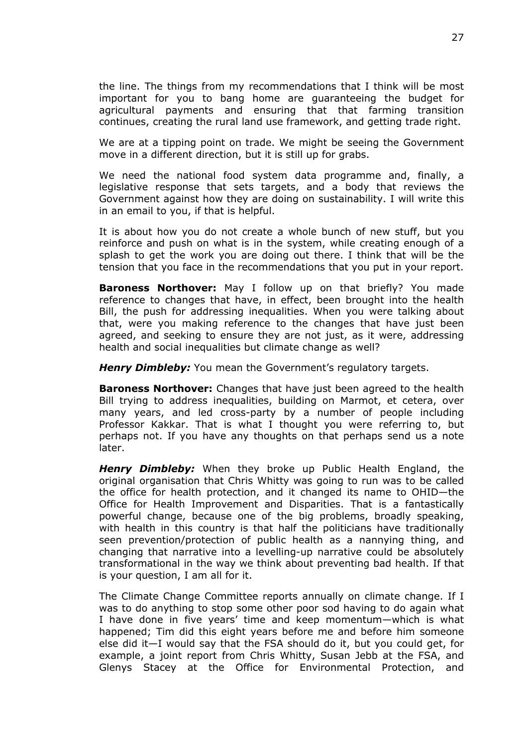the line. The things from my recommendations that I think will be most important for you to bang home are guaranteeing the budget for agricultural payments and ensuring that that farming transition continues, creating the rural land use framework, and getting trade right.

We are at a tipping point on trade. We might be seeing the Government move in a different direction, but it is still up for grabs.

We need the national food system data programme and, finally, a legislative response that sets targets, and a body that reviews the Government against how they are doing on sustainability. I will write this in an email to you, if that is helpful.

It is about how you do not create a whole bunch of new stuff, but you reinforce and push on what is in the system, while creating enough of a splash to get the work you are doing out there. I think that will be the tension that you face in the recommendations that you put in your report.

**Baroness Northover:** May I follow up on that briefly? You made reference to changes that have, in effect, been brought into the health Bill, the push for addressing inequalities. When you were talking about that, were you making reference to the changes that have just been agreed, and seeking to ensure they are not just, as it were, addressing health and social inequalities but climate change as well?

***Henry Dimbleby:*** You mean the Government's regulatory targets.

**Baroness Northover:** Changes that have just been agreed to the health Bill trying to address inequalities, building on Marmot, et cetera, over many years, and led cross-party by a number of people including Professor Kakkar. That is what I thought you were referring to, but perhaps not. If you have any thoughts on that perhaps send us a note later.

***Henry Dimbleby:*** When they broke up Public Health England, the original organisation that Chris Whitty was going to run was to be called the office for health protection, and it changed its name to OHID—the Office for Health Improvement and Disparities. That is a fantastically powerful change, because one of the big problems, broadly speaking, with health in this country is that half the politicians have traditionally seen prevention/protection of public health as a nannying thing, and changing that narrative into a levelling-up narrative could be absolutely transformational in the way we think about preventing bad health. If that is your question, I am all for it.

The Climate Change Committee reports annually on climate change. If I was to do anything to stop some other poor sod having to do again what I have done in five years' time and keep momentum—which is what happened; Tim did this eight years before me and before him someone else did it—I would say that the FSA should do it, but you could get, for example, a joint report from Chris Whitty, Susan Jebb at the FSA, and Glenys Stacey at the Office for Environmental Protection, and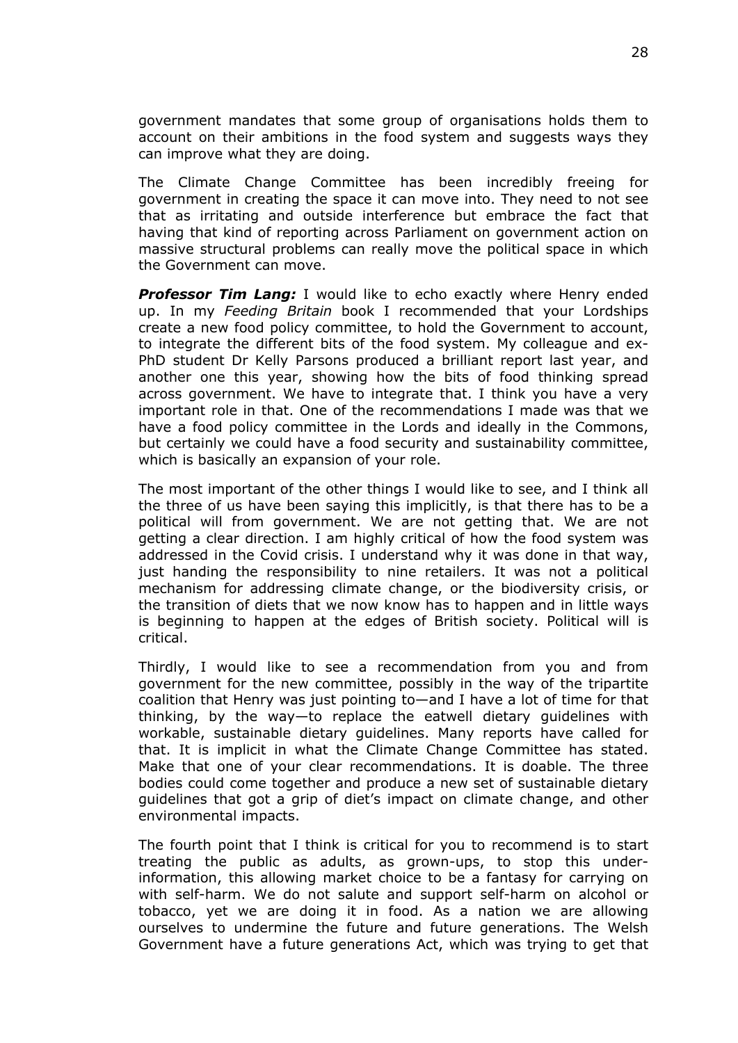government mandates that some group of organisations holds them to account on their ambitions in the food system and suggests ways they can improve what they are doing.

The Climate Change Committee has been incredibly freeing for government in creating the space it can move into. They need to not see that as irritating and outside interference but embrace the fact that having that kind of reporting across Parliament on government action on massive structural problems can really move the political space in which the Government can move.

***Professor Tim Lang:*** I would like to echo exactly where Henry ended up. In my *Feeding Britain* book I recommended that your Lordships create a new food policy committee, to hold the Government to account, to integrate the different bits of the food system. My colleague and ex-PhD student Dr Kelly Parsons produced a brilliant report last year, and another one this year, showing how the bits of food thinking spread across government. We have to integrate that. I think you have a very important role in that. One of the recommendations I made was that we have a food policy committee in the Lords and ideally in the Commons, but certainly we could have a food security and sustainability committee, which is basically an expansion of your role.

The most important of the other things I would like to see, and I think all the three of us have been saying this implicitly, is that there has to be a political will from government. We are not getting that. We are not getting a clear direction. I am highly critical of how the food system was addressed in the Covid crisis. I understand why it was done in that way, just handing the responsibility to nine retailers. It was not a political mechanism for addressing climate change, or the biodiversity crisis, or the transition of diets that we now know has to happen and in little ways is beginning to happen at the edges of British society. Political will is critical.

Thirdly, I would like to see a recommendation from you and from government for the new committee, possibly in the way of the tripartite coalition that Henry was just pointing to—and I have a lot of time for that thinking, by the way—to replace the eatwell dietary guidelines with workable, sustainable dietary guidelines. Many reports have called for that. It is implicit in what the Climate Change Committee has stated. Make that one of your clear recommendations. It is doable. The three bodies could come together and produce a new set of sustainable dietary guidelines that got a grip of diet's impact on climate change, and other environmental impacts.

The fourth point that I think is critical for you to recommend is to start treating the public as adults, as grown-ups, to stop this under-information, this allowing market choice to be a fantasy for carrying on with self-harm. We do not salute and support self-harm on alcohol or tobacco, yet we are doing it in food. As a nation we are allowing ourselves to undermine the future and future generations. The Welsh Government have a future generations Act, which was trying to get that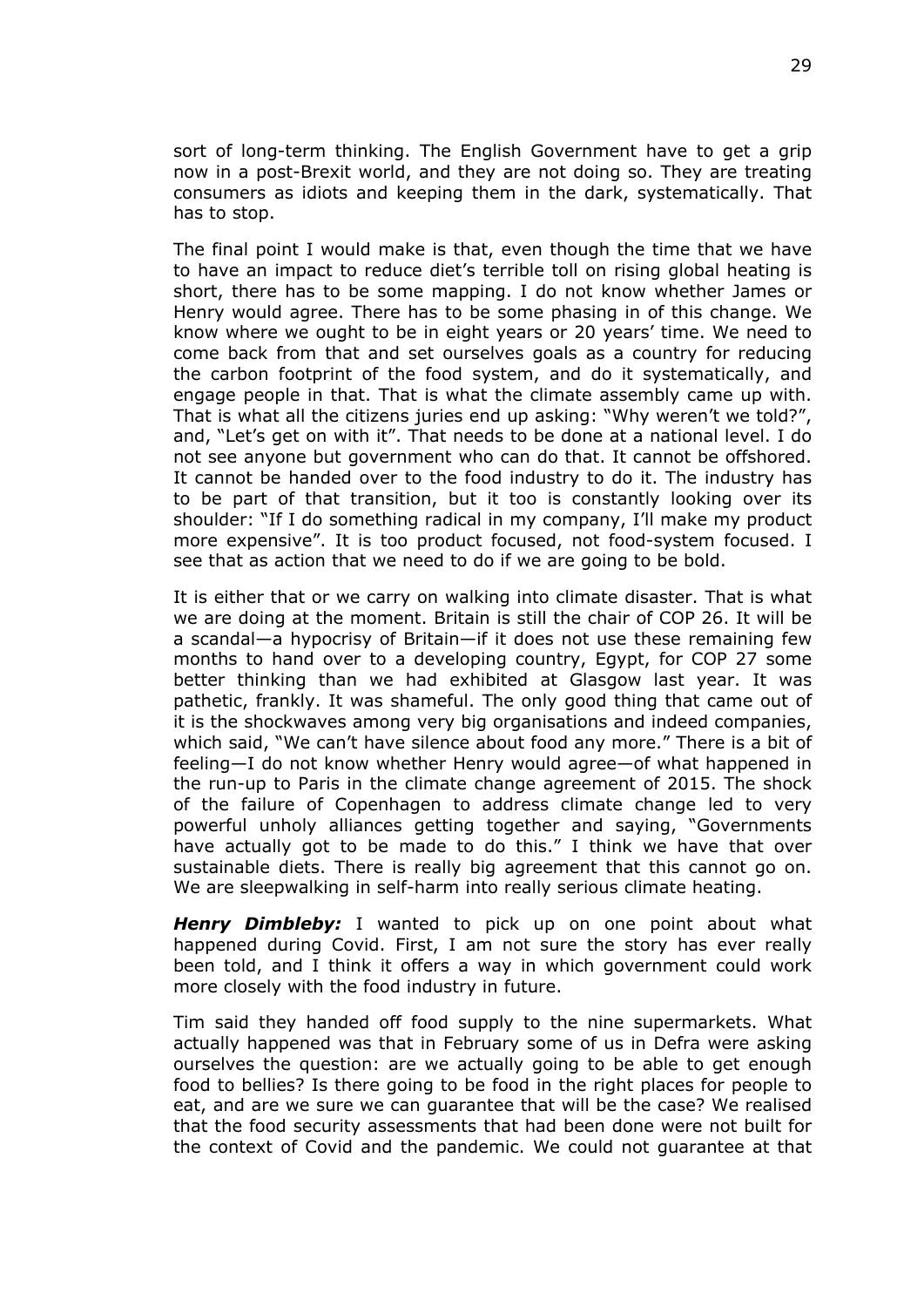sort of long-term thinking. The English Government have to get a grip now in a post-Brexit world, and they are not doing so. They are treating consumers as idiots and keeping them in the dark, systematically. That has to stop.

The final point I would make is that, even though the time that we have to have an impact to reduce diet's terrible toll on rising global heating is short, there has to be some mapping. I do not know whether James or Henry would agree. There has to be some phasing in of this change. We know where we ought to be in eight years or 20 years' time. We need to come back from that and set ourselves goals as a country for reducing the carbon footprint of the food system, and do it systematically, and engage people in that. That is what the climate assembly came up with. That is what all the citizens juries end up asking: "Why weren't we told?", and, "Let's get on with it". That needs to be done at a national level. I do not see anyone but government who can do that. It cannot be offshored. It cannot be handed over to the food industry to do it. The industry has to be part of that transition, but it too is constantly looking over its shoulder: "If I do something radical in my company, I'll make my product more expensive". It is too product focused, not food-system focused. I see that as action that we need to do if we are going to be bold.

It is either that or we carry on walking into climate disaster. That is what we are doing at the moment. Britain is still the chair of COP 26. It will be a scandal—a hypocrisy of Britain—if it does not use these remaining few months to hand over to a developing country, Egypt, for COP 27 some better thinking than we had exhibited at Glasgow last year. It was pathetic, frankly. It was shameful. The only good thing that came out of it is the shockwaves among very big organisations and indeed companies, which said, "We can't have silence about food any more." There is a bit of feeling—I do not know whether Henry would agree—of what happened in the run-up to Paris in the climate change agreement of 2015. The shock of the failure of Copenhagen to address climate change led to very powerful unholy alliances getting together and saying, "Governments have actually got to be made to do this." I think we have that over sustainable diets. There is really big agreement that this cannot go on. We are sleepwalking in self-harm into really serious climate heating.

***Henry Dimbleby:*** I wanted to pick up on one point about what happened during Covid. First, I am not sure the story has ever really been told, and I think it offers a way in which government could work more closely with the food industry in future.

Tim said they handed off food supply to the nine supermarkets. What actually happened was that in February some of us in Defra were asking ourselves the question: are we actually going to be able to get enough food to bellies? Is there going to be food in the right places for people to eat, and are we sure we can guarantee that will be the case? We realised that the food security assessments that had been done were not built for the context of Covid and the pandemic. We could not guarantee at that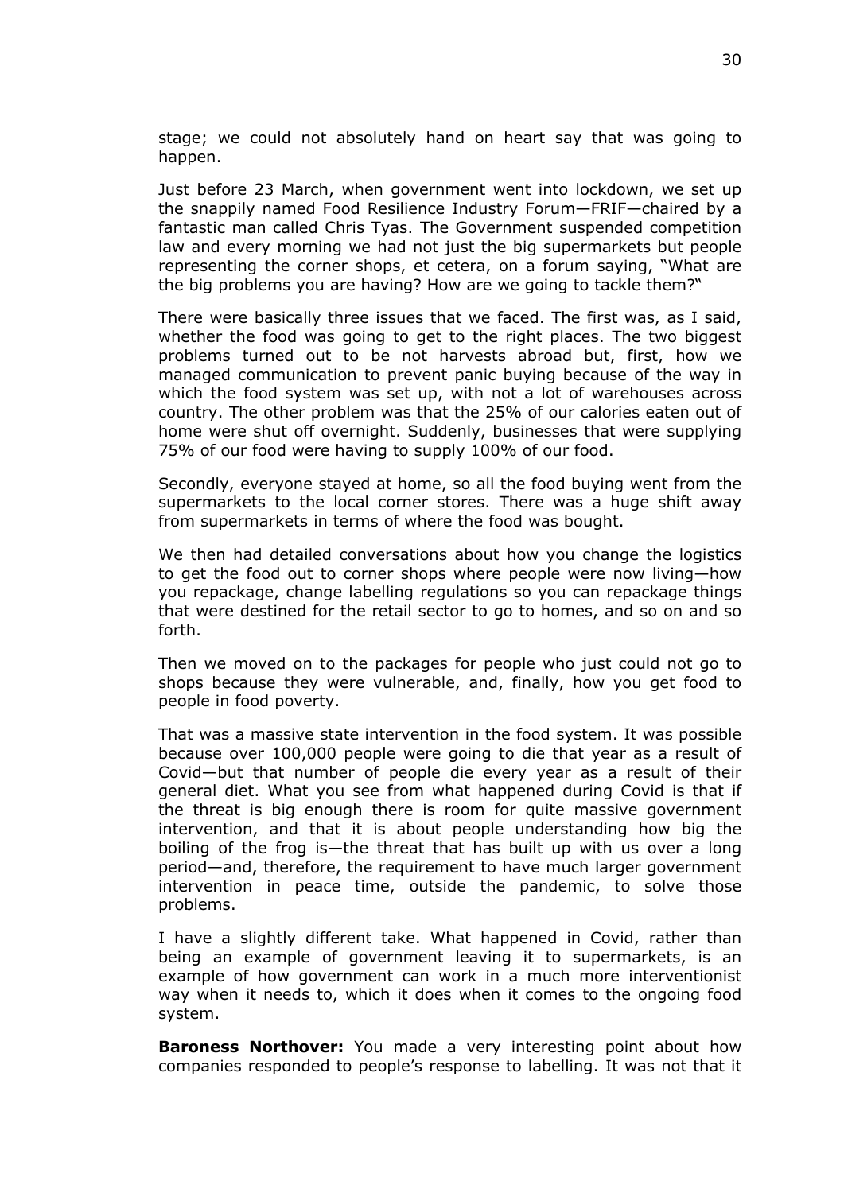stage; we could not absolutely hand on heart say that was going to happen.

Just before 23 March, when government went into lockdown, we set up the snappily named Food Resilience Industry Forum—FRIF—chaired by a fantastic man called Chris Tyas. The Government suspended competition law and every morning we had not just the big supermarkets but people representing the corner shops, et cetera, on a forum saying, "What are the big problems you are having? How are we going to tackle them?"

There were basically three issues that we faced. The first was, as I said, whether the food was going to get to the right places. The two biggest problems turned out to be not harvests abroad but, first, how we managed communication to prevent panic buying because of the way in which the food system was set up, with not a lot of warehouses across country. The other problem was that the 25% of our calories eaten out of home were shut off overnight. Suddenly, businesses that were supplying 75% of our food were having to supply 100% of our food.

Secondly, everyone stayed at home, so all the food buying went from the supermarkets to the local corner stores. There was a huge shift away from supermarkets in terms of where the food was bought.

We then had detailed conversations about how you change the logistics to get the food out to corner shops where people were now living—how you repackage, change labelling regulations so you can repackage things that were destined for the retail sector to go to homes, and so on and so forth.

Then we moved on to the packages for people who just could not go to shops because they were vulnerable, and, finally, how you get food to people in food poverty.

That was a massive state intervention in the food system. It was possible because over 100,000 people were going to die that year as a result of Covid—but that number of people die every year as a result of their general diet. What you see from what happened during Covid is that if the threat is big enough there is room for quite massive government intervention, and that it is about people understanding how big the boiling of the frog is—the threat that has built up with us over a long period—and, therefore, the requirement to have much larger government intervention in peace time, outside the pandemic, to solve those problems.

I have a slightly different take. What happened in Covid, rather than being an example of government leaving it to supermarkets, is an example of how government can work in a much more interventionist way when it needs to, which it does when it comes to the ongoing food system.

**Baroness Northover:** You made a very interesting point about how companies responded to people's response to labelling. It was not that it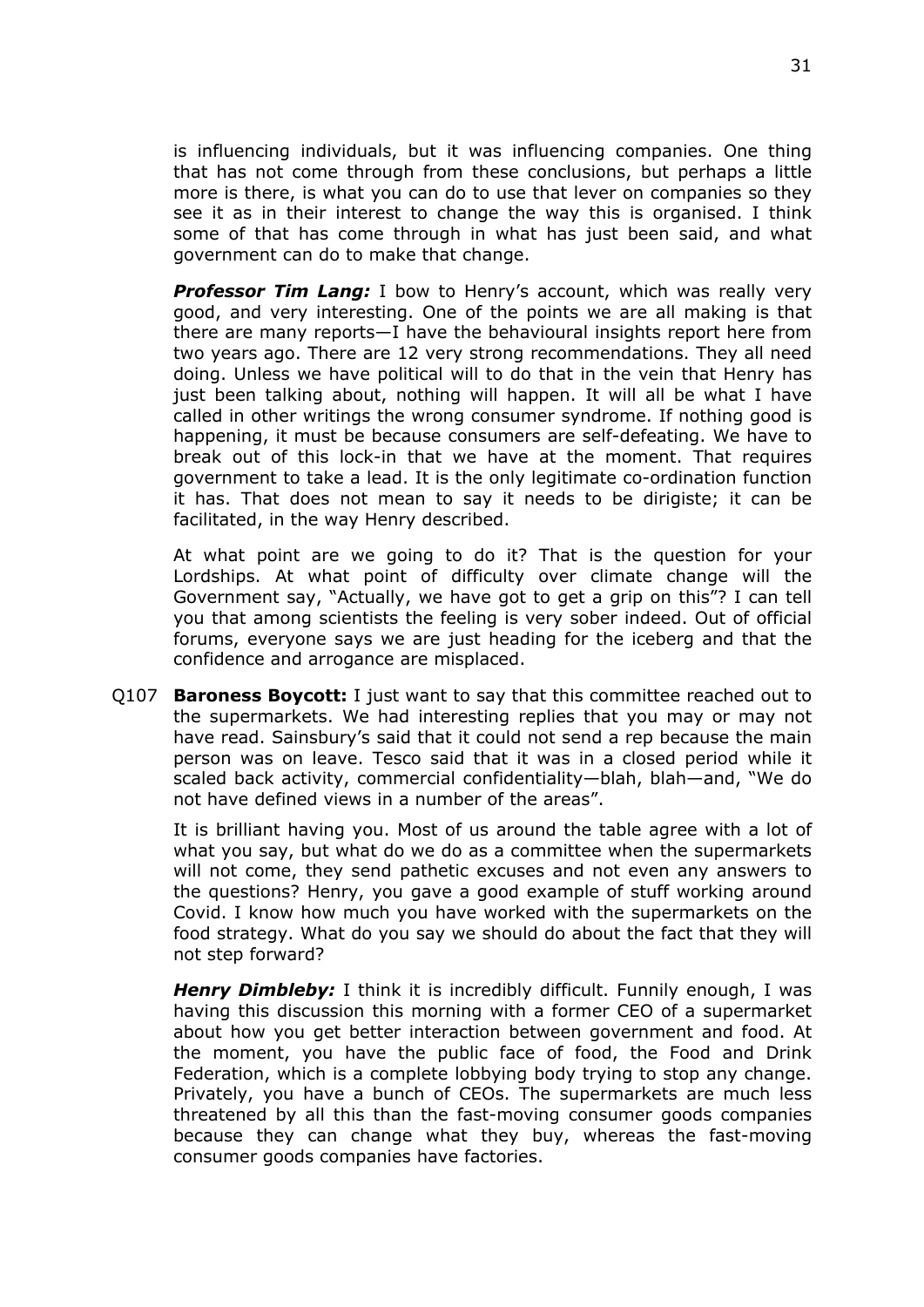is influencing individuals, but it was influencing companies. One thing that has not come through from these conclusions, but perhaps a little more is there, is what you can do to use that lever on companies so they see it as in their interest to change the way this is organised. I think some of that has come through in what has just been said, and what government can do to make that change.

***Professor Tim Lang:*** I bow to Henry's account, which was really very good, and very interesting. One of the points we are all making is that there are many reports—I have the behavioural insights report here from two years ago. There are 12 very strong recommendations. They all need doing. Unless we have political will to do that in the vein that Henry has just been talking about, nothing will happen. It will all be what I have called in other writings the wrong consumer syndrome. If nothing good is happening, it must be because consumers are self-defeating. We have to break out of this lock-in that we have at the moment. That requires government to take a lead. It is the only legitimate co-ordination function it has. That does not mean to say it needs to be dirigiste; it can be facilitated, in the way Henry described.

At what point are we going to do it? That is the question for your Lordships. At what point of difficulty over climate change will the Government say, "Actually, we have got to get a grip on this"? I can tell you that among scientists the feeling is very sober indeed. Out of official forums, everyone says we are just heading for the iceberg and that the confidence and arrogance are misplaced.

Q107 **Baroness Boycott:** I just want to say that this committee reached out to the supermarkets. We had interesting replies that you may or may not have read. Sainsbury's said that it could not send a rep because the main person was on leave. Tesco said that it was in a closed period while it scaled back activity, commercial confidentiality—blah, blah—and, "We do not have defined views in a number of the areas".

It is brilliant having you. Most of us around the table agree with a lot of what you say, but what do we do as a committee when the supermarkets will not come, they send pathetic excuses and not even any answers to the questions? Henry, you gave a good example of stuff working around Covid. I know how much you have worked with the supermarkets on the food strategy. What do you say we should do about the fact that they will not step forward?

***Henry Dimbleby:*** I think it is incredibly difficult. Funnily enough, I was having this discussion this morning with a former CEO of a supermarket about how you get better interaction between government and food. At the moment, you have the public face of food, the Food and Drink Federation, which is a complete lobbying body trying to stop any change. Privately, you have a bunch of CEOs. The supermarkets are much less threatened by all this than the fast-moving consumer goods companies because they can change what they buy, whereas the fast-moving consumer goods companies have factories.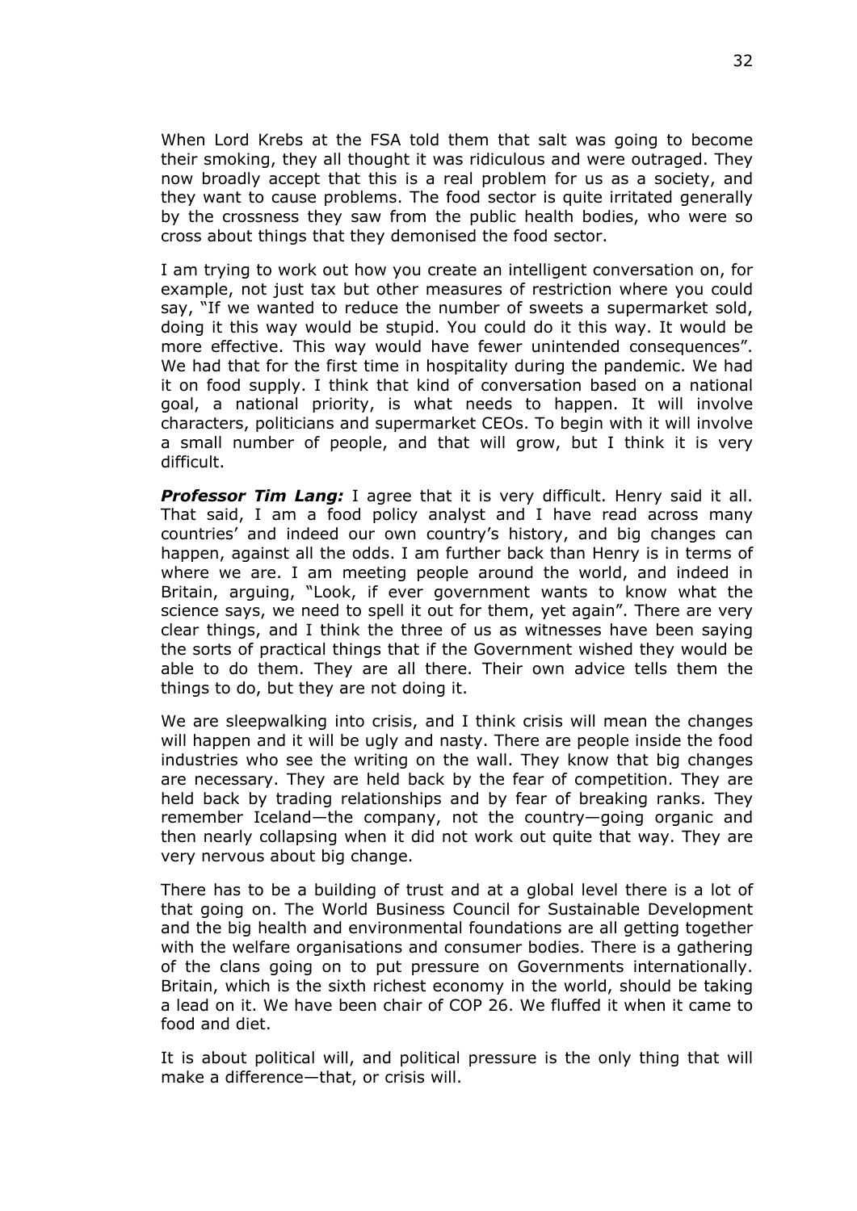When Lord Krebs at the FSA told them that salt was going to become their smoking, they all thought it was ridiculous and were outraged. They now broadly accept that this is a real problem for us as a society, and they want to cause problems. The food sector is quite irritated generally by the crossness they saw from the public health bodies, who were so cross about things that they demonised the food sector.

I am trying to work out how you create an intelligent conversation on, for example, not just tax but other measures of restriction where you could say, "If we wanted to reduce the number of sweets a supermarket sold, doing it this way would be stupid. You could do it this way. It would be more effective. This way would have fewer unintended consequences". We had that for the first time in hospitality during the pandemic. We had it on food supply. I think that kind of conversation based on a national goal, a national priority, is what needs to happen. It will involve characters, politicians and supermarket CEOs. To begin with it will involve a small number of people, and that will grow, but I think it is very difficult.

***Professor Tim Lang:*** I agree that it is very difficult. Henry said it all. That said, I am a food policy analyst and I have read across many countries' and indeed our own country's history, and big changes can happen, against all the odds. I am further back than Henry is in terms of where we are. I am meeting people around the world, and indeed in Britain, arguing, "Look, if ever government wants to know what the science says, we need to spell it out for them, yet again". There are very clear things, and I think the three of us as witnesses have been saying the sorts of practical things that if the Government wished they would be able to do them. They are all there. Their own advice tells them the things to do, but they are not doing it.

We are sleepwalking into crisis, and I think crisis will mean the changes will happen and it will be ugly and nasty. There are people inside the food industries who see the writing on the wall. They know that big changes are necessary. They are held back by the fear of competition. They are held back by trading relationships and by fear of breaking ranks. They remember Iceland—the company, not the country—going organic and then nearly collapsing when it did not work out quite that way. They are very nervous about big change.

There has to be a building of trust and at a global level there is a lot of that going on. The World Business Council for Sustainable Development and the big health and environmental foundations are all getting together with the welfare organisations and consumer bodies. There is a gathering of the clans going on to put pressure on Governments internationally. Britain, which is the sixth richest economy in the world, should be taking a lead on it. We have been chair of COP 26. We fluffed it when it came to food and diet.

It is about political will, and political pressure is the only thing that will make a difference—that, or crisis will.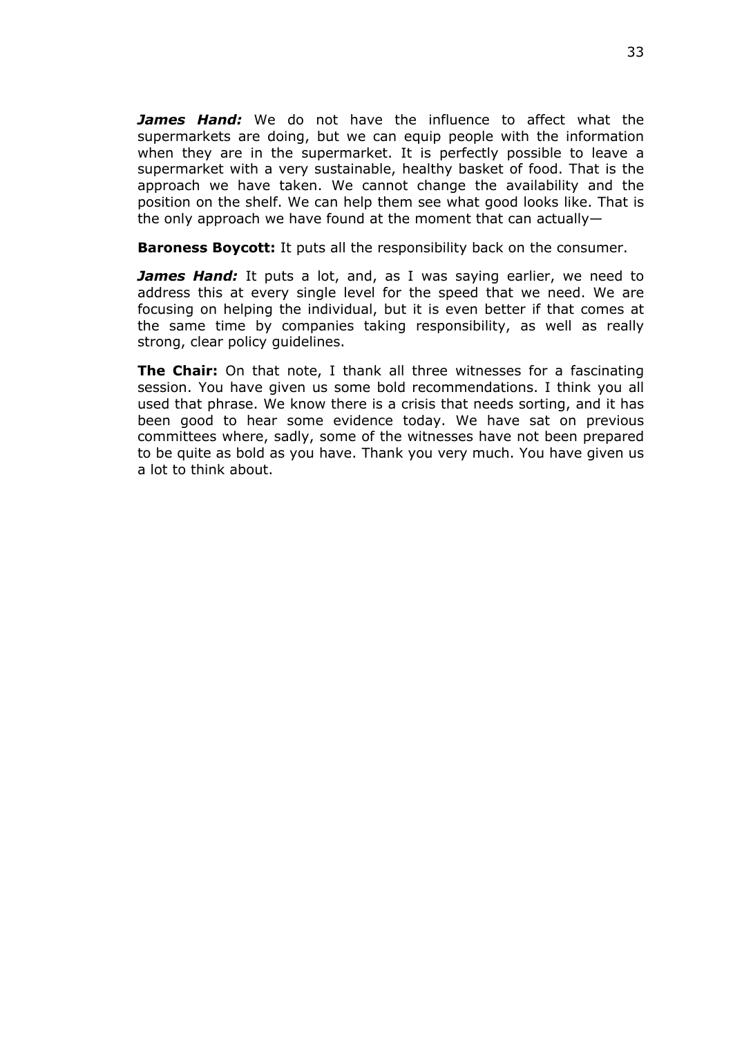***James Hand:*** We do not have the influence to affect what the supermarkets are doing, but we can equip people with the information when they are in the supermarket. It is perfectly possible to leave a supermarket with a very sustainable, healthy basket of food. That is the approach we have taken. We cannot change the availability and the position on the shelf. We can help them see what good looks like. That is the only approach we have found at the moment that can actually—

**Baroness Boycott:** It puts all the responsibility back on the consumer.

***James Hand:*** It puts a lot, and, as I was saying earlier, we need to address this at every single level for the speed that we need. We are focusing on helping the individual, but it is even better if that comes at the same time by companies taking responsibility, as well as really strong, clear policy guidelines.

**The Chair:** On that note, I thank all three witnesses for a fascinating session. You have given us some bold recommendations. I think you all used that phrase. We know there is a crisis that needs sorting, and it has been good to hear some evidence today. We have sat on previous committees where, sadly, some of the witnesses have not been prepared to be quite as bold as you have. Thank you very much. You have given us a lot to think about.